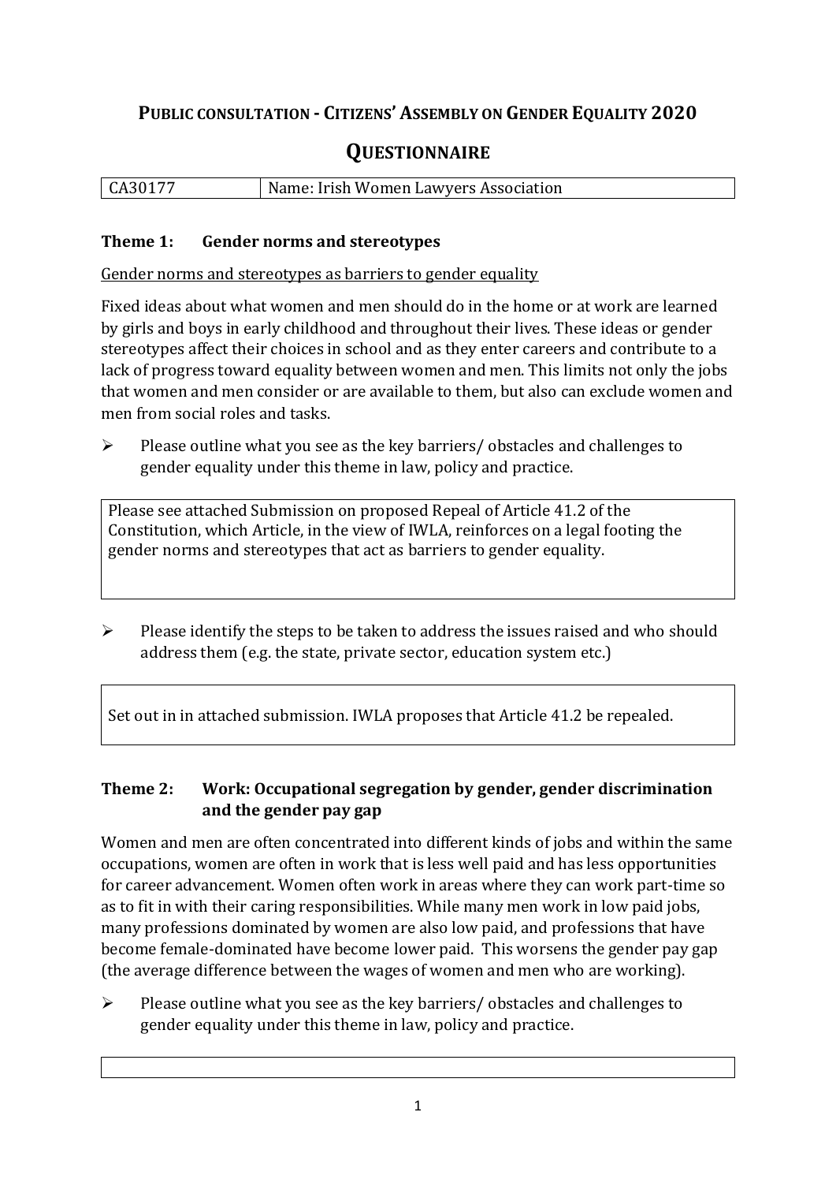# Public consultation - Citizens' Assembly on Gender Equality 2020

## Questionnaire

| CA30177 | Name: Irish Women Lawyers Association |
|---|---|

### Theme 1: Gender norms and stereotypes

Gender norms and stereotypes as barriers to gender equality

Fixed ideas about what women and men should do in the home or at work are learned by girls and boys in early childhood and throughout their lives. These ideas or gender stereotypes affect their choices in school and as they enter careers and contribute to a lack of progress toward equality between women and men. This limits not only the jobs that women and men consider or are available to them, but also can exclude women and men from social roles and tasks.

- Please outline what you see as the key barriers/ obstacles and challenges to gender equality under this theme in law, policy and practice.

> Please see attached Submission on proposed Repeal of Article 41.2 of the Constitution, which Article, in the view of IWLA, reinforces on a legal footing the gender norms and stereotypes that act as barriers to gender equality.

- Please identify the steps to be taken to address the issues raised and who should address them (e.g. the state, private sector, education system etc.)

> Set out in in attached submission. IWLA proposes that Article 41.2 be repealed.

### Theme 2: Work: Occupational segregation by gender, gender discrimination and the gender pay gap

Women and men are often concentrated into different kinds of jobs and within the same occupations, women are often in work that is less well paid and has less opportunities for career advancement. Women often work in areas where they can work part-time so as to fit in with their caring responsibilities. While many men work in low paid jobs, many professions dominated by women are also low paid, and professions that have become female-dominated have become lower paid. This worsens the gender pay gap (the average difference between the wages of women and men who are working).

- Please outline what you see as the key barriers/ obstacles and challenges to gender equality under this theme in law, policy and practice.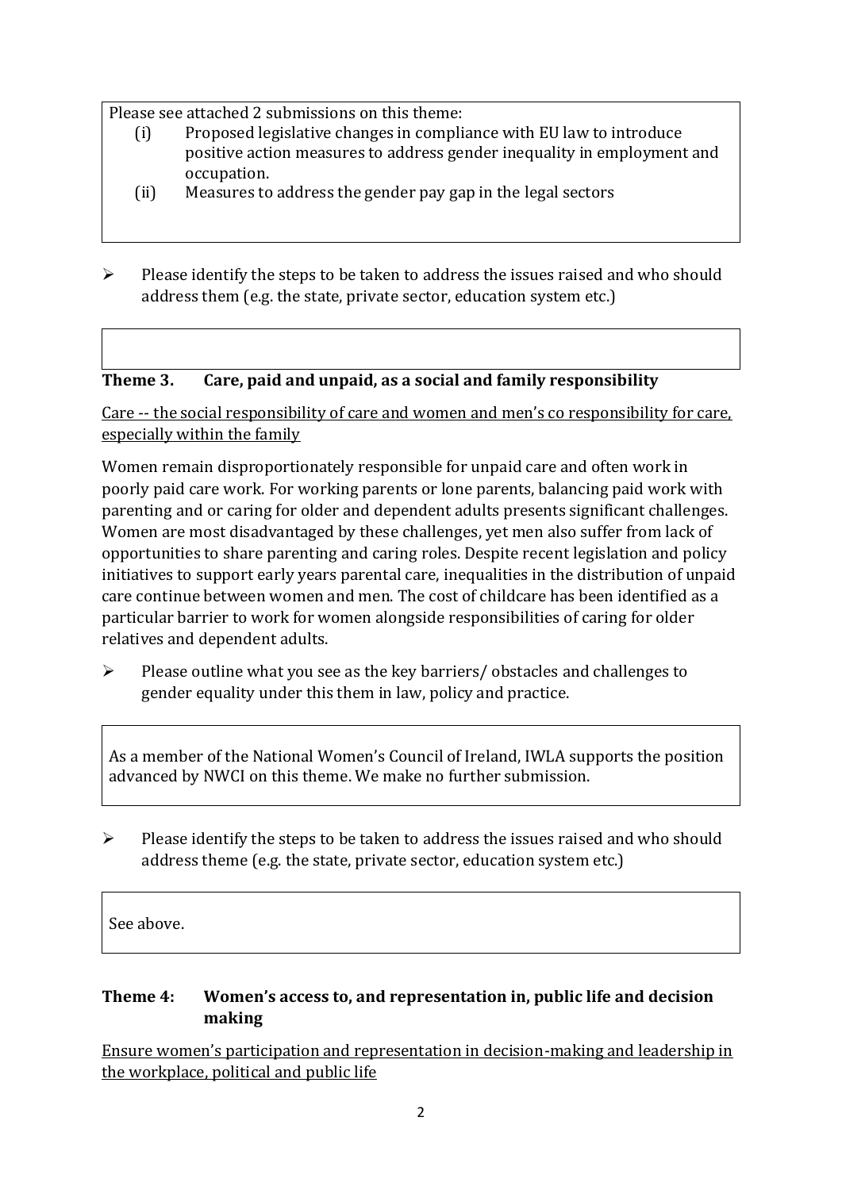Please see attached 2 submissions on this theme:

(i) Proposed legislative changes in compliance with EU law to introduce positive action measures to address gender inequality in employment and occupation.

(ii) Measures to address the gender pay gap in the legal sectors

- Please identify the steps to be taken to address the issues raised and who should address them (e.g. the state, private sector, education system etc.)

## Theme 3. Care, paid and unpaid, as a social and family responsibility

Care -- the social responsibility of care and women and men's co responsibility for care, especially within the family

Women remain disproportionately responsible for unpaid care and often work in poorly paid care work. For working parents or lone parents, balancing paid work with parenting and or caring for older and dependent adults presents significant challenges. Women are most disadvantaged by these challenges, yet men also suffer from lack of opportunities to share parenting and caring roles. Despite recent legislation and policy initiatives to support early years parental care, inequalities in the distribution of unpaid care continue between women and men. The cost of childcare has been identified as a particular barrier to work for women alongside responsibilities of caring for older relatives and dependent adults.

- Please outline what you see as the key barriers/ obstacles and challenges to gender equality under this them in law, policy and practice.

As a member of the National Women's Council of Ireland, IWLA supports the position advanced by NWCI on this theme. We make no further submission.

- Please identify the steps to be taken to address the issues raised and who should address theme (e.g. the state, private sector, education system etc.)

See above.

## Theme 4: Women's access to, and representation in, public life and decision making

Ensure women's participation and representation in decision-making and leadership in the workplace, political and public life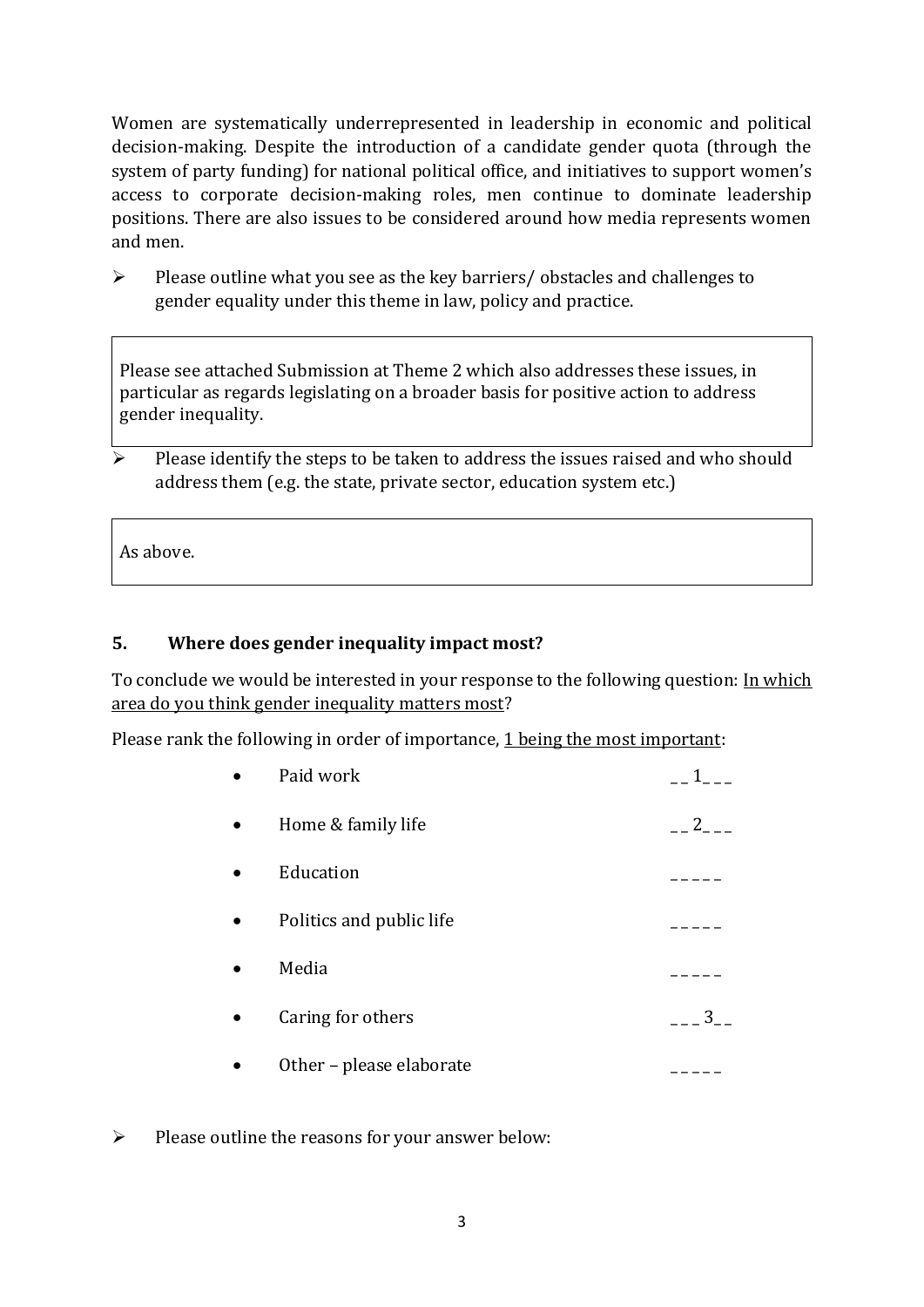Women are systematically underrepresented in leadership in economic and political decision-making. Despite the introduction of a candidate gender quota (through the system of party funding) for national political office, and initiatives to support women's access to corporate decision-making roles, men continue to dominate leadership positions. There are also issues to be considered around how media represents women and men.

➢ Please outline what you see as the key barriers/ obstacles and challenges to gender equality under this theme in law, policy and practice.

> Please see attached Submission at Theme 2 which also addresses these issues, in particular as regards legislating on a broader basis for positive action to address gender inequality.

➢ Please identify the steps to be taken to address the issues raised and who should address them (e.g. the state, private sector, education system etc.)

> As above.

## 5. Where does gender inequality impact most?

To conclude we would be interested in your response to the following question: In which area do you think gender inequality matters most?

Please rank the following in order of importance, 1 being the most important:

- Paid work __1___
- Home & family life __2___
- Education _____
- Politics and public life _____
- Media _____
- Caring for others ___3__
- Other – please elaborate _____

➢ Please outline the reasons for your answer below: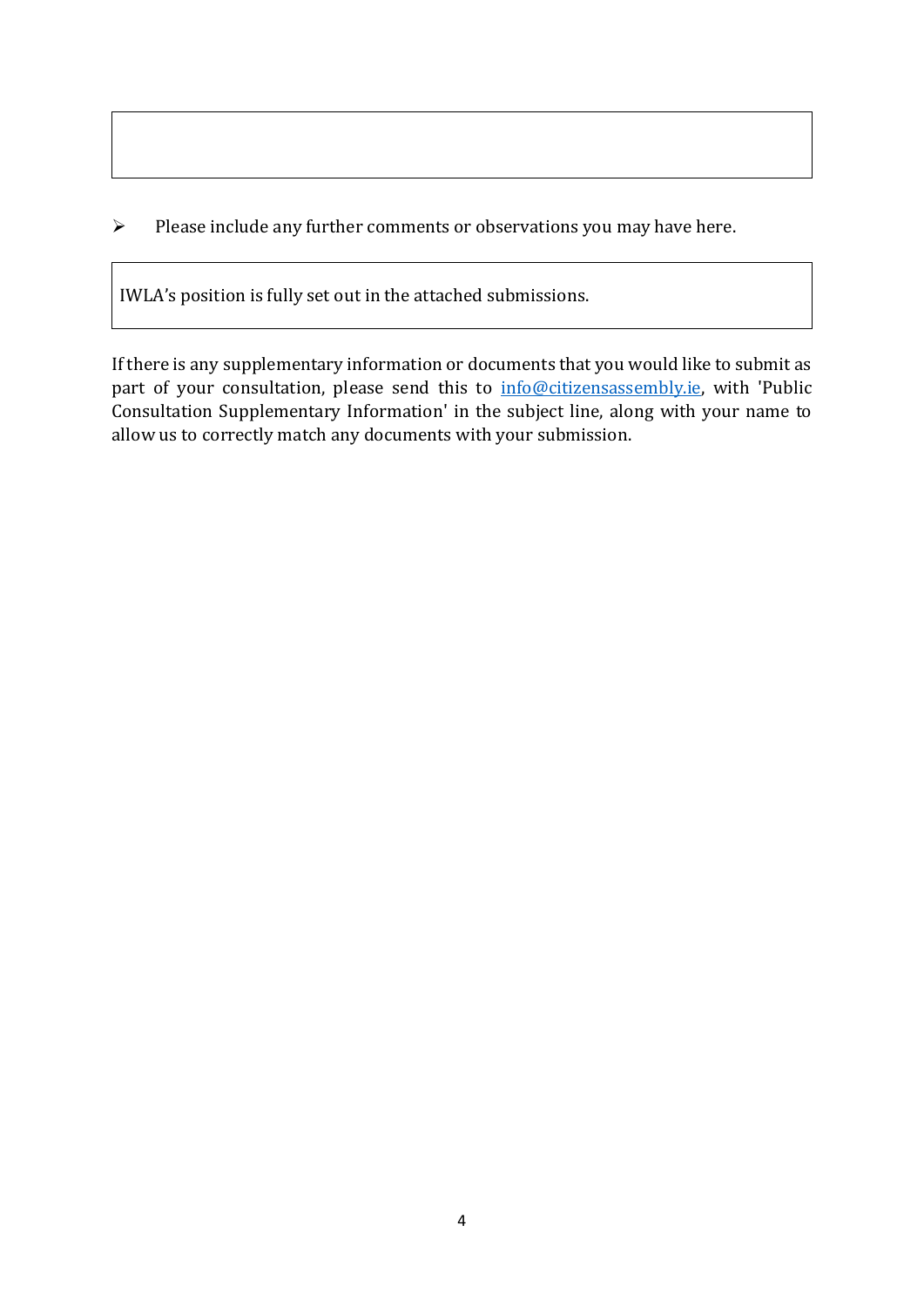- Please include any further comments or observations you may have here.

IWLA's position is fully set out in the attached submissions.

If there is any supplementary information or documents that you would like to submit as part of your consultation, please send this to info@citizensassembly.ie, with 'Public Consultation Supplementary Information' in the subject line, along with your name to allow us to correctly match any documents with your submission.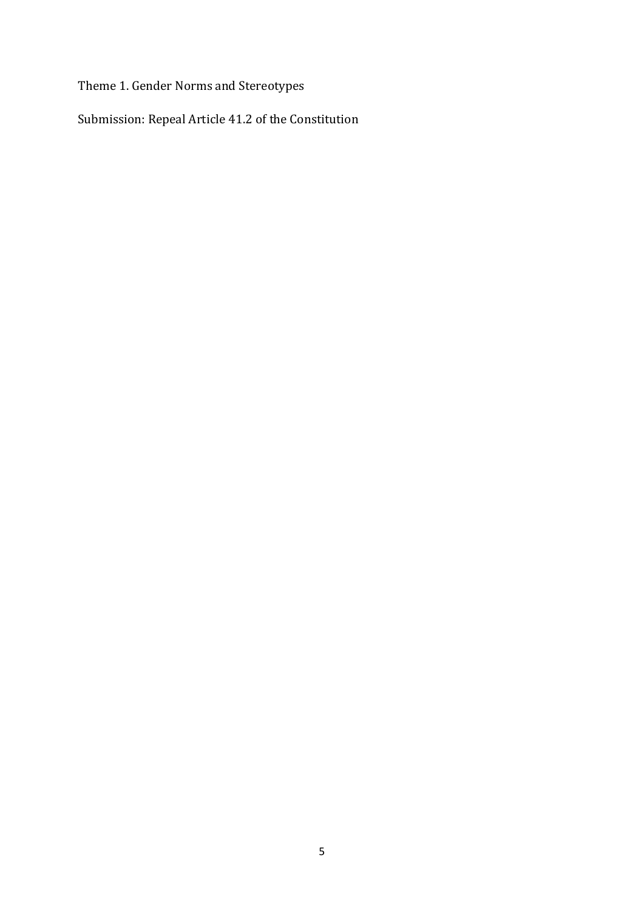Theme 1. Gender Norms and Stereotypes

Submission: Repeal Article 41.2 of the Constitution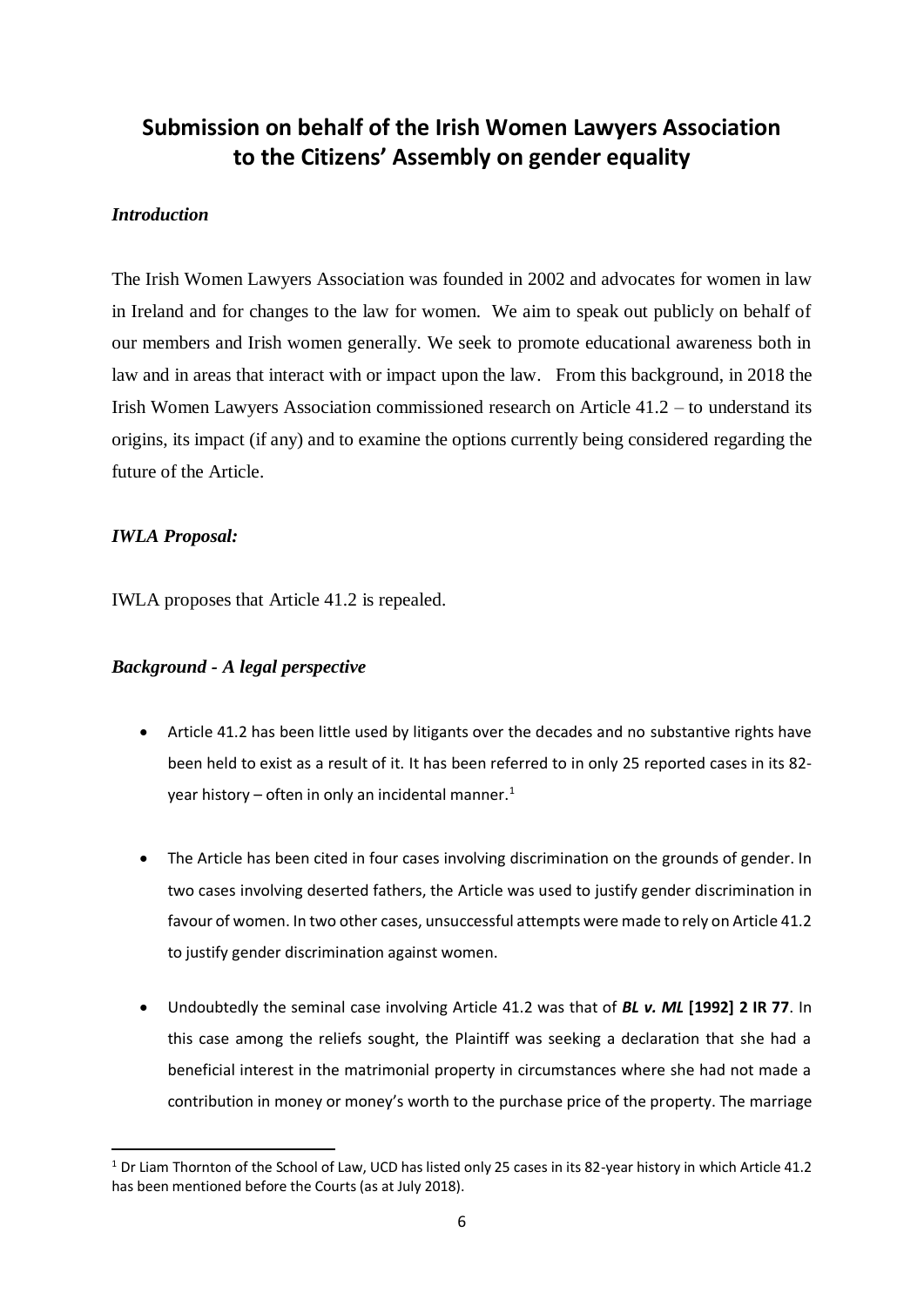## Submission on behalf of the Irish Women Lawyers Association to the Citizens' Assembly on gender equality

### *Introduction*

The Irish Women Lawyers Association was founded in 2002 and advocates for women in law in Ireland and for changes to the law for women. We aim to speak out publicly on behalf of our members and Irish women generally. We seek to promote educational awareness both in law and in areas that interact with or impact upon the law. From this background, in 2018 the Irish Women Lawyers Association commissioned research on Article 41.2 – to understand its origins, its impact (if any) and to examine the options currently being considered regarding the future of the Article.

### *IWLA Proposal:*

IWLA proposes that Article 41.2 is repealed.

### *Background - A legal perspective*

- Article 41.2 has been little used by litigants over the decades and no substantive rights have been held to exist as a result of it. It has been referred to in only 25 reported cases in its 82-year history – often in only an incidental manner.[1]

- The Article has been cited in four cases involving discrimination on the grounds of gender. In two cases involving deserted fathers, the Article was used to justify gender discrimination in favour of women. In two other cases, unsuccessful attempts were made to rely on Article 41.2 to justify gender discrimination against women.

- Undoubtedly the seminal case involving Article 41.2 was that of ***BL v. ML* [1992] 2 IR 77**. In this case among the reliefs sought, the Plaintiff was seeking a declaration that she had a beneficial interest in the matrimonial property in circumstances where she had not made a contribution in money or money's worth to the purchase price of the property. The marriage

[1] Dr Liam Thornton of the School of Law, UCD has listed only 25 cases in its 82-year history in which Article 41.2 has been mentioned before the Courts (as at July 2018).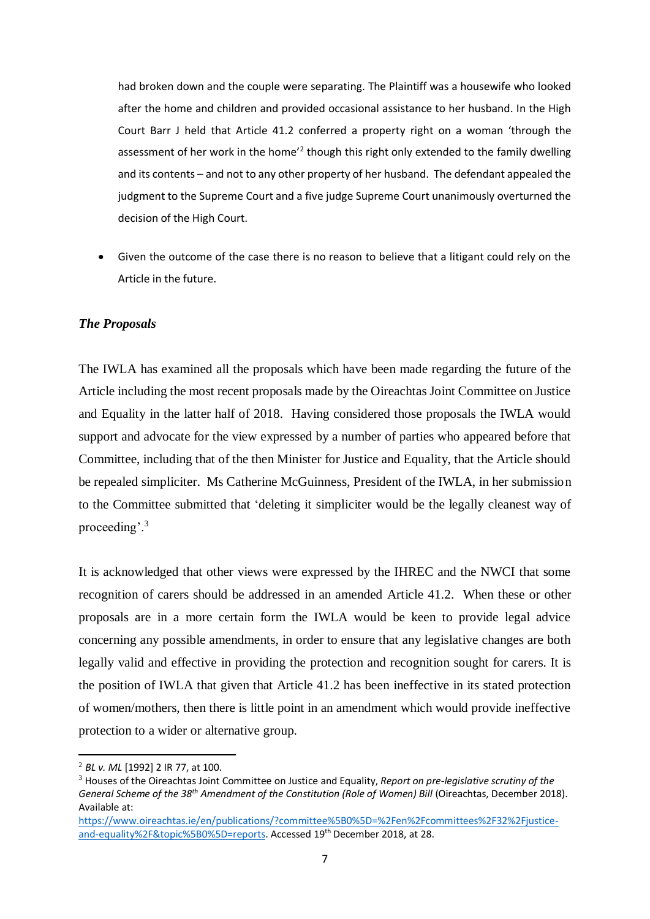had broken down and the couple were separating. The Plaintiff was a housewife who looked after the home and children and provided occasional assistance to her husband. In the High Court Barr J held that Article 41.2 conferred a property right on a woman 'through the assessment of her work in the home'[2] though this right only extended to the family dwelling and its contents – and not to any other property of her husband. The defendant appealed the judgment to the Supreme Court and a five judge Supreme Court unanimously overturned the decision of the High Court.

- Given the outcome of the case there is no reason to believe that a litigant could rely on the Article in the future.

### *The Proposals*

The IWLA has examined all the proposals which have been made regarding the future of the Article including the most recent proposals made by the Oireachtas Joint Committee on Justice and Equality in the latter half of 2018. Having considered those proposals the IWLA would support and advocate for the view expressed by a number of parties who appeared before that Committee, including that of the then Minister for Justice and Equality, that the Article should be repealed simpliciter. Ms Catherine McGuinness, President of the IWLA, in her submission to the Committee submitted that 'deleting it simpliciter would be the legally cleanest way of proceeding'.[3]

It is acknowledged that other views were expressed by the IHREC and the NWCI that some recognition of carers should be addressed in an amended Article 41.2. When these or other proposals are in a more certain form the IWLA would be keen to provide legal advice concerning any possible amendments, in order to ensure that any legislative changes are both legally valid and effective in providing the protection and recognition sought for carers. It is the position of IWLA that given that Article 41.2 has been ineffective in its stated protection of women/mothers, then there is little point in an amendment which would provide ineffective protection to a wider or alternative group.

---

[2] *BL v. ML* [1992] 2 IR 77, at 100.

[3] Houses of the Oireachtas Joint Committee on Justice and Equality, *Report on pre-legislative scrutiny of the General Scheme of the 38th Amendment of the Constitution (Role of Women) Bill* (Oireachtas, December 2018). Available at: https://www.oireachtas.ie/en/publications/?committee%5B0%5D=%2Fen%2Fcommittees%2F32%2Fjustice-and-equality%2F&topic%5B0%5D=reports. Accessed 19th December 2018, at 28.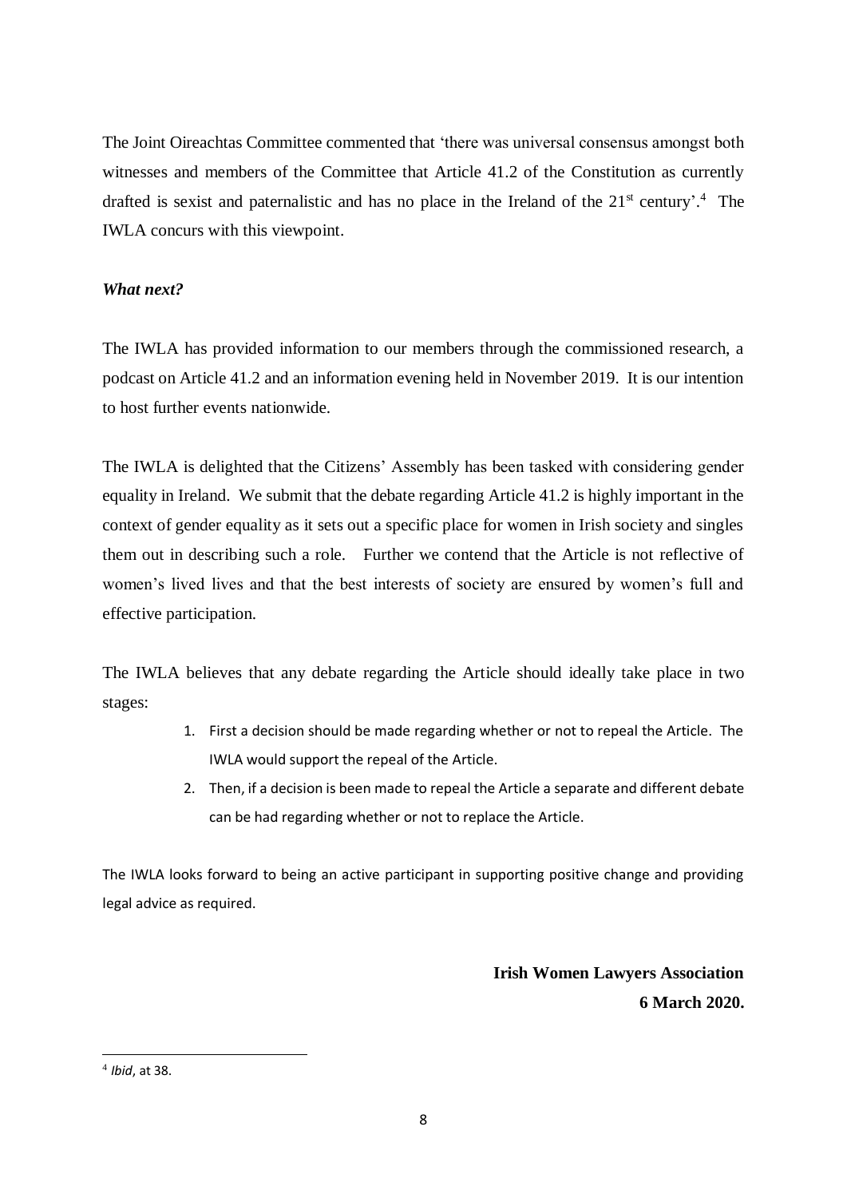The Joint Oireachtas Committee commented that 'there was universal consensus amongst both witnesses and members of the Committee that Article 41.2 of the Constitution as currently drafted is sexist and paternalistic and has no place in the Ireland of the 21st century'.[4] The IWLA concurs with this viewpoint.

***What next?***

The IWLA has provided information to our members through the commissioned research, a podcast on Article 41.2 and an information evening held in November 2019. It is our intention to host further events nationwide.

The IWLA is delighted that the Citizens' Assembly has been tasked with considering gender equality in Ireland. We submit that the debate regarding Article 41.2 is highly important in the context of gender equality as it sets out a specific place for women in Irish society and singles them out in describing such a role. Further we contend that the Article is not reflective of women's lived lives and that the best interests of society are ensured by women's full and effective participation.

The IWLA believes that any debate regarding the Article should ideally take place in two stages:

1. First a decision should be made regarding whether or not to repeal the Article. The IWLA would support the repeal of the Article.
2. Then, if a decision is been made to repeal the Article a separate and different debate can be had regarding whether or not to replace the Article.

The IWLA looks forward to being an active participant in supporting positive change and providing legal advice as required.

**Irish Women Lawyers Association**
**6 March 2020.**

[4] *Ibid*, at 38.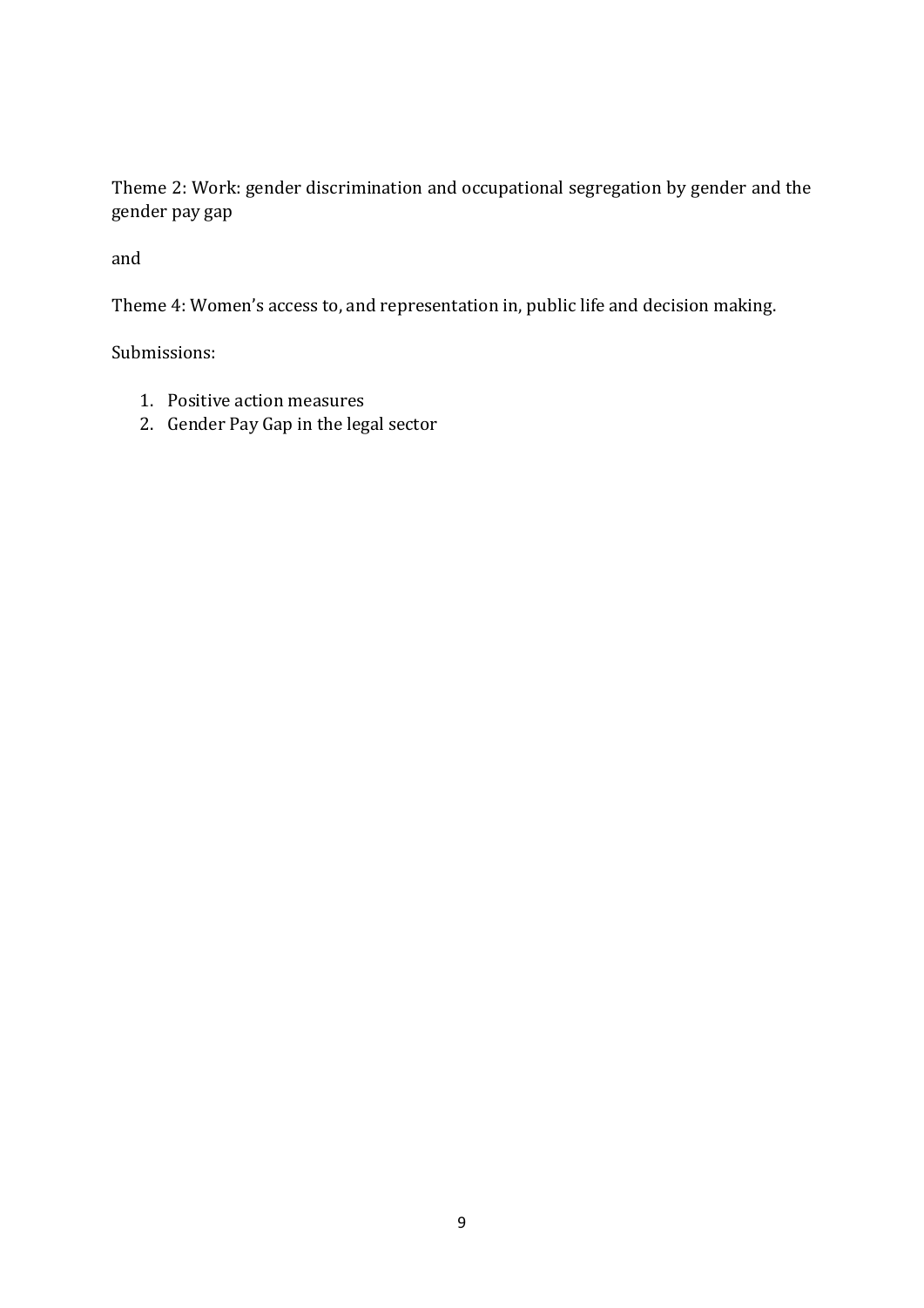Theme 2: Work: gender discrimination and occupational segregation by gender and the gender pay gap

and

Theme 4: Women's access to, and representation in, public life and decision making.

Submissions:

1. Positive action measures
2. Gender Pay Gap in the legal sector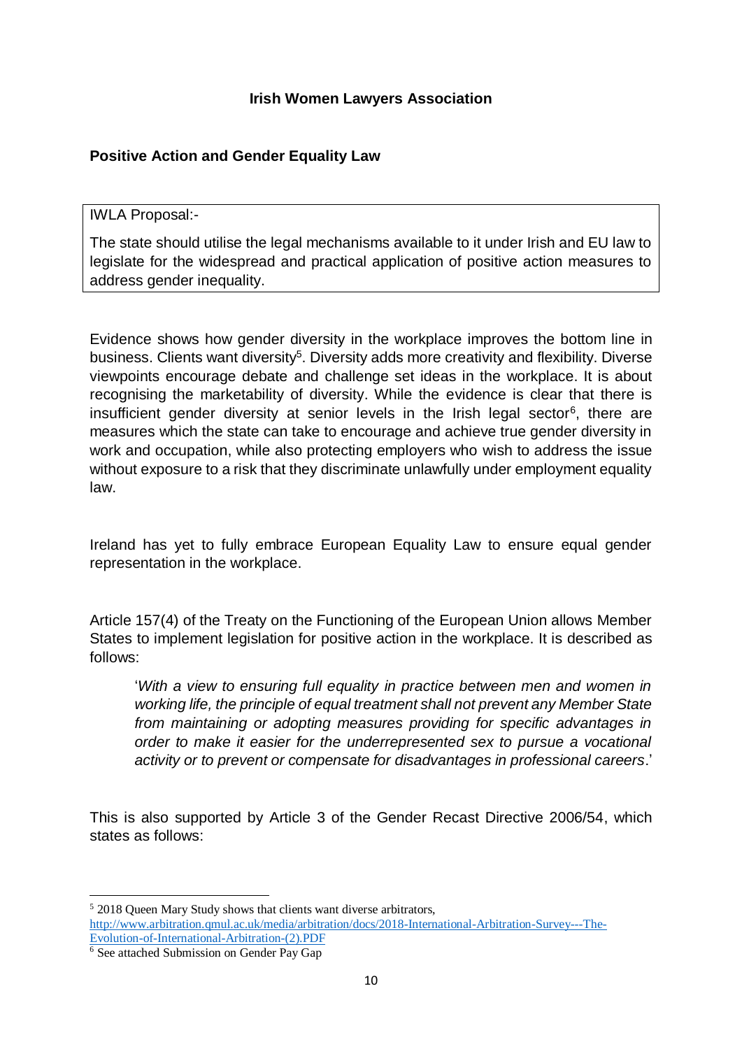**Irish Women Lawyers Association**

**Positive Action and Gender Equality Law**

> IWLA Proposal:-
>
> The state should utilise the legal mechanisms available to it under Irish and EU law to legislate for the widespread and practical application of positive action measures to address gender inequality.

Evidence shows how gender diversity in the workplace improves the bottom line in business. Clients want diversity[5]. Diversity adds more creativity and flexibility. Diverse viewpoints encourage debate and challenge set ideas in the workplace. It is about recognising the marketability of diversity. While the evidence is clear that there is insufficient gender diversity at senior levels in the Irish legal sector[6], there are measures which the state can take to encourage and achieve true gender diversity in work and occupation, while also protecting employers who wish to address the issue without exposure to a risk that they discriminate unlawfully under employment equality law.

Ireland has yet to fully embrace European Equality Law to ensure equal gender representation in the workplace.

Article 157(4) of the Treaty on the Functioning of the European Union allows Member States to implement legislation for positive action in the workplace. It is described as follows:

> '*With a view to ensuring full equality in practice between men and women in working life, the principle of equal treatment shall not prevent any Member State from maintaining or adopting measures providing for specific advantages in order to make it easier for the underrepresented sex to pursue a vocational activity or to prevent or compensate for disadvantages in professional careers*.'

This is also supported by Article 3 of the Gender Recast Directive 2006/54, which states as follows:

---

[5] 2018 Queen Mary Study shows that clients want diverse arbitrators, http://www.arbitration.qmul.ac.uk/media/arbitration/docs/2018-International-Arbitration-Survey---The-Evolution-of-International-Arbitration-(2).PDF

[6] See attached Submission on Gender Pay Gap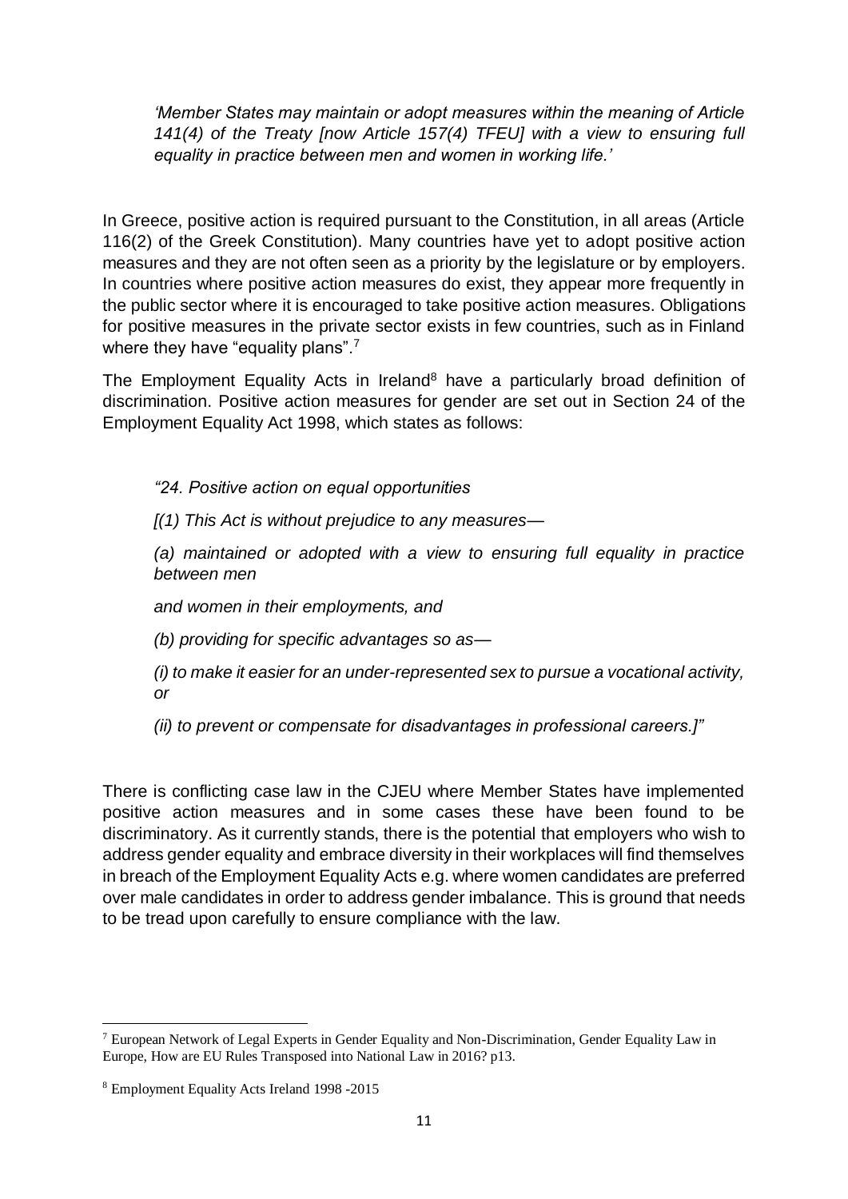*'Member States may maintain or adopt measures within the meaning of Article 141(4) of the Treaty [now Article 157(4) TFEU] with a view to ensuring full equality in practice between men and women in working life.'*

In Greece, positive action is required pursuant to the Constitution, in all areas (Article 116(2) of the Greek Constitution). Many countries have yet to adopt positive action measures and they are not often seen as a priority by the legislature or by employers. In countries where positive action measures do exist, they appear more frequently in the public sector where it is encouraged to take positive action measures. Obligations for positive measures in the private sector exists in few countries, such as in Finland where they have "equality plans".[7]

The Employment Equality Acts in Ireland[8] have a particularly broad definition of discrimination. Positive action measures for gender are set out in Section 24 of the Employment Equality Act 1998, which states as follows:

*"24. Positive action on equal opportunities*

*[(1) This Act is without prejudice to any measures—*

*(a) maintained or adopted with a view to ensuring full equality in practice between men*

*and women in their employments, and*

*(b) providing for specific advantages so as—*

*(i) to make it easier for an under-represented sex to pursue a vocational activity, or*

*(ii) to prevent or compensate for disadvantages in professional careers.]"*

There is conflicting case law in the CJEU where Member States have implemented positive action measures and in some cases these have been found to be discriminatory. As it currently stands, there is the potential that employers who wish to address gender equality and embrace diversity in their workplaces will find themselves in breach of the Employment Equality Acts e.g. where women candidates are preferred over male candidates in order to address gender imbalance. This is ground that needs to be tread upon carefully to ensure compliance with the law.

---

[7] European Network of Legal Experts in Gender Equality and Non-Discrimination, Gender Equality Law in Europe, How are EU Rules Transposed into National Law in 2016? p13.

[8] Employment Equality Acts Ireland 1998 -2015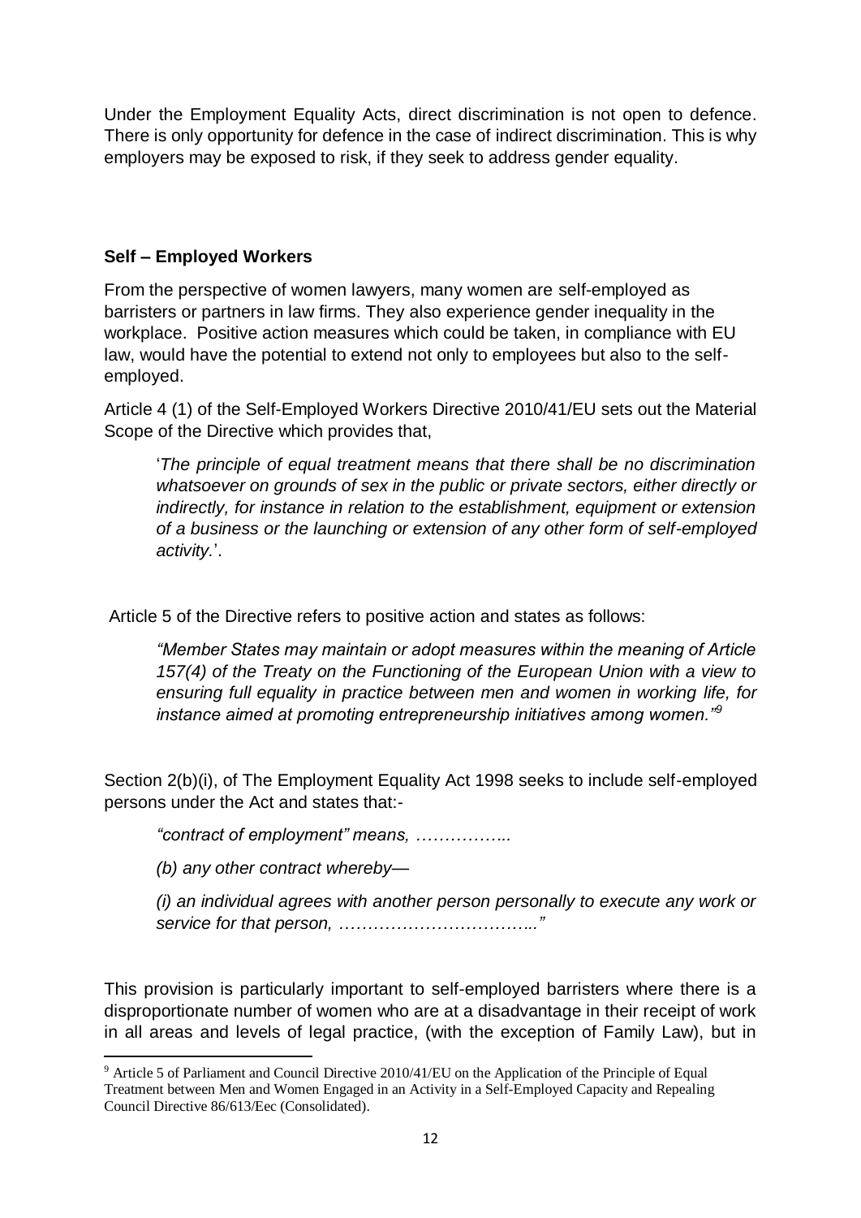Under the Employment Equality Acts, direct discrimination is not open to defence. There is only opportunity for defence in the case of indirect discrimination. This is why employers may be exposed to risk, if they seek to address gender equality.

### Self – Employed Workers

From the perspective of women lawyers, many women are self-employed as barristers or partners in law firms. They also experience gender inequality in the workplace. Positive action measures which could be taken, in compliance with EU law, would have the potential to extend not only to employees but also to the self-employed.

Article 4 (1) of the Self-Employed Workers Directive 2010/41/EU sets out the Material Scope of the Directive which provides that,

> '*The principle of equal treatment means that there shall be no discrimination whatsoever on grounds of sex in the public or private sectors, either directly or indirectly, for instance in relation to the establishment, equipment or extension of a business or the launching or extension of any other form of self-employed activity.*'.

Article 5 of the Directive refers to positive action and states as follows:

> *"Member States may maintain or adopt measures within the meaning of Article 157(4) of the Treaty on the Functioning of the European Union with a view to ensuring full equality in practice between men and women in working life, for instance aimed at promoting entrepreneurship initiatives among women."*[9]

Section 2(b)(i), of The Employment Equality Act 1998 seeks to include self-employed persons under the Act and states that:-

> *"contract of employment" means, ……………..*
>
> *(b) any other contract whereby—*
>
> *(i) an individual agrees with another person personally to execute any work or service for that person, ……………………………..."*

This provision is particularly important to self-employed barristers where there is a disproportionate number of women who are at a disadvantage in their receipt of work in all areas and levels of legal practice, (with the exception of Family Law), but in

---

[9] Article 5 of Parliament and Council Directive 2010/41/EU on the Application of the Principle of Equal Treatment between Men and Women Engaged in an Activity in a Self-Employed Capacity and Repealing Council Directive 86/613/Eec (Consolidated).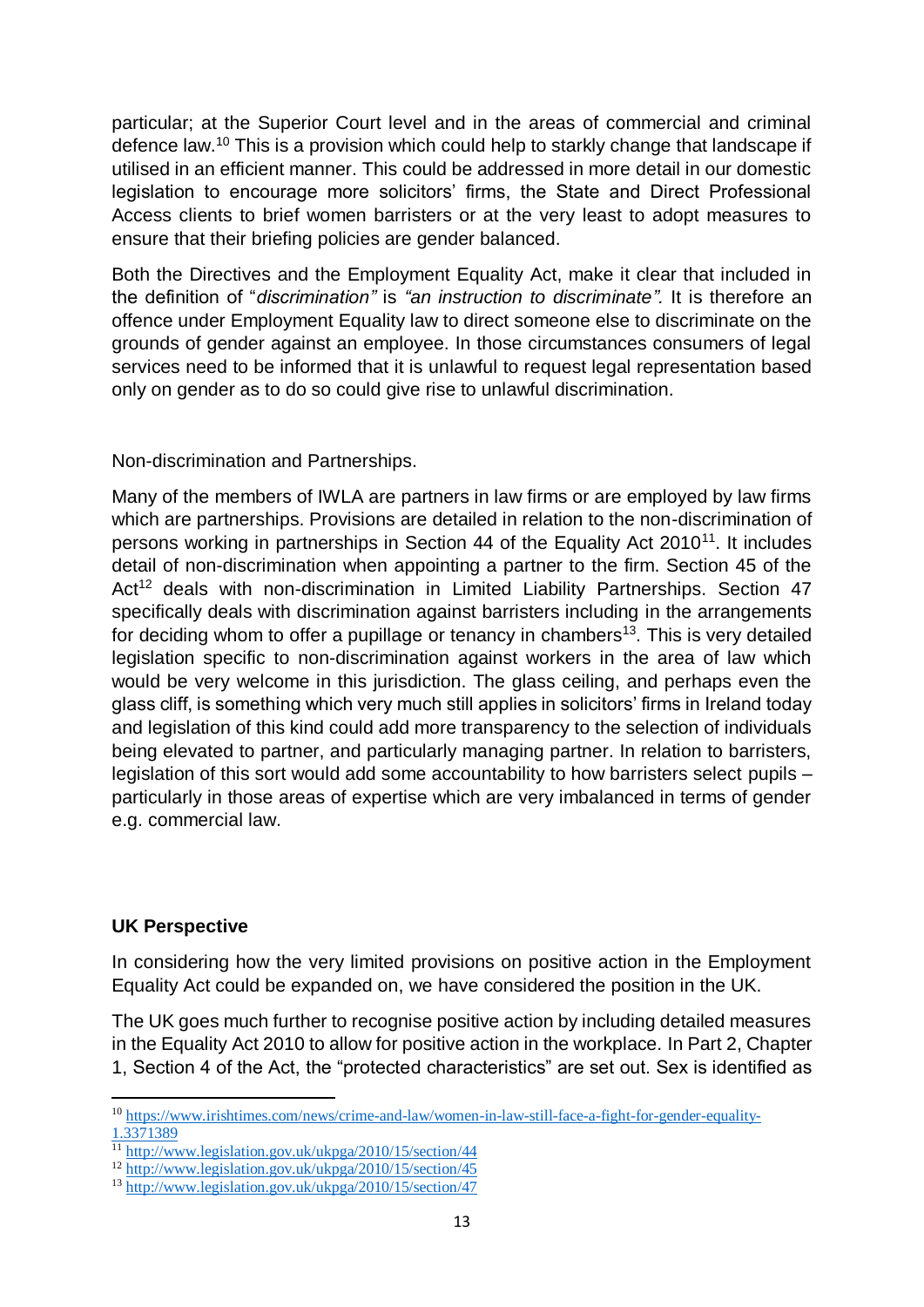particular; at the Superior Court level and in the areas of commercial and criminal defence law.[10] This is a provision which could help to starkly change that landscape if utilised in an efficient manner. This could be addressed in more detail in our domestic legislation to encourage more solicitors' firms, the State and Direct Professional Access clients to brief women barristers or at the very least to adopt measures to ensure that their briefing policies are gender balanced.

Both the Directives and the Employment Equality Act, make it clear that included in the definition of "*discrimination"* is *"an instruction to discriminate".* It is therefore an offence under Employment Equality law to direct someone else to discriminate on the grounds of gender against an employee. In those circumstances consumers of legal services need to be informed that it is unlawful to request legal representation based only on gender as to do so could give rise to unlawful discrimination.

Non-discrimination and Partnerships.

Many of the members of IWLA are partners in law firms or are employed by law firms which are partnerships. Provisions are detailed in relation to the non-discrimination of persons working in partnerships in Section 44 of the Equality Act 2010[11]. It includes detail of non-discrimination when appointing a partner to the firm. Section 45 of the Act[12] deals with non-discrimination in Limited Liability Partnerships. Section 47 specifically deals with discrimination against barristers including in the arrangements for deciding whom to offer a pupillage or tenancy in chambers[13]. This is very detailed legislation specific to non-discrimination against workers in the area of law which would be very welcome in this jurisdiction. The glass ceiling, and perhaps even the glass cliff, is something which very much still applies in solicitors' firms in Ireland today and legislation of this kind could add more transparency to the selection of individuals being elevated to partner, and particularly managing partner. In relation to barristers, legislation of this sort would add some accountability to how barristers select pupils – particularly in those areas of expertise which are very imbalanced in terms of gender e.g. commercial law.

**UK Perspective**

In considering how the very limited provisions on positive action in the Employment Equality Act could be expanded on, we have considered the position in the UK.

The UK goes much further to recognise positive action by including detailed measures in the Equality Act 2010 to allow for positive action in the workplace. In Part 2, Chapter 1, Section 4 of the Act, the "protected characteristics" are set out. Sex is identified as

---

[10] https://www.irishtimes.com/news/crime-and-law/women-in-law-still-face-a-fight-for-gender-equality-1.3371389

[11] http://www.legislation.gov.uk/ukpga/2010/15/section/44

[12] http://www.legislation.gov.uk/ukpga/2010/15/section/45

[13] http://www.legislation.gov.uk/ukpga/2010/15/section/47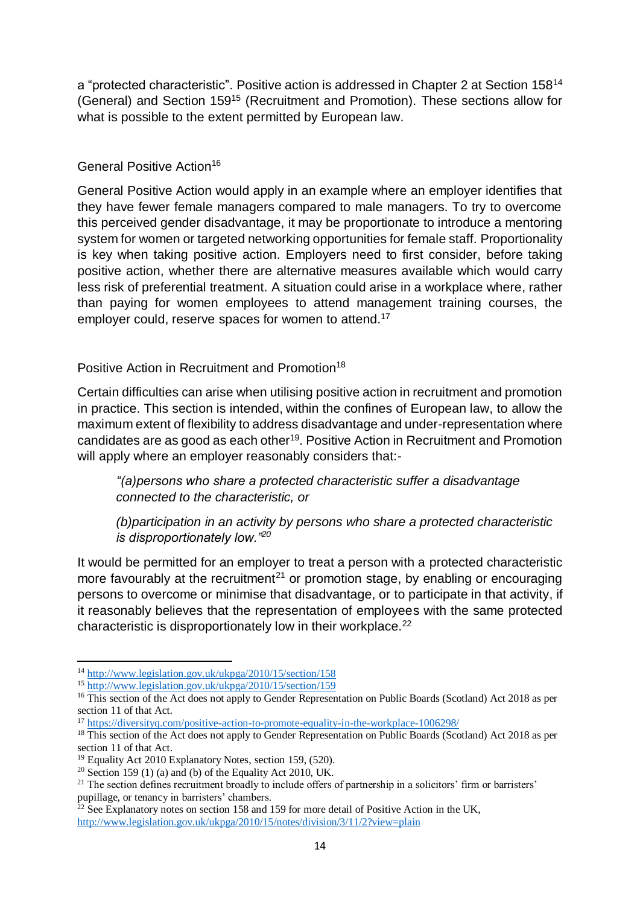a "protected characteristic". Positive action is addressed in Chapter 2 at Section 158[14] (General) and Section 159[15] (Recruitment and Promotion). These sections allow for what is possible to the extent permitted by European law.

General Positive Action[16]

General Positive Action would apply in an example where an employer identifies that they have fewer female managers compared to male managers. To try to overcome this perceived gender disadvantage, it may be proportionate to introduce a mentoring system for women or targeted networking opportunities for female staff. Proportionality is key when taking positive action. Employers need to first consider, before taking positive action, whether there are alternative measures available which would carry less risk of preferential treatment. A situation could arise in a workplace where, rather than paying for women employees to attend management training courses, the employer could, reserve spaces for women to attend.[17]

Positive Action in Recruitment and Promotion[18]

Certain difficulties can arise when utilising positive action in recruitment and promotion in practice. This section is intended, within the confines of European law, to allow the maximum extent of flexibility to address disadvantage and under-representation where candidates are as good as each other[19]. Positive Action in Recruitment and Promotion will apply where an employer reasonably considers that:-

> *"(a)persons who share a protected characteristic suffer a disadvantage connected to the characteristic, or*
>
> *(b)participation in an activity by persons who share a protected characteristic is disproportionately low."[20]*

It would be permitted for an employer to treat a person with a protected characteristic more favourably at the recruitment[21] or promotion stage, by enabling or encouraging persons to overcome or minimise that disadvantage, or to participate in that activity, if it reasonably believes that the representation of employees with the same protected characteristic is disproportionately low in their workplace.[22]

---

[14] http://www.legislation.gov.uk/ukpga/2010/15/section/158

[15] http://www.legislation.gov.uk/ukpga/2010/15/section/159

[16] This section of the Act does not apply to Gender Representation on Public Boards (Scotland) Act 2018 as per section 11 of that Act.

[17] https://diversityq.com/positive-action-to-promote-equality-in-the-workplace-1006298/

[18] This section of the Act does not apply to Gender Representation on Public Boards (Scotland) Act 2018 as per section 11 of that Act.

[19] Equality Act 2010 Explanatory Notes, section 159, (520).

[20] Section 159 (1) (a) and (b) of the Equality Act 2010, UK.

[21] The section defines recruitment broadly to include offers of partnership in a solicitors' firm or barristers' pupillage, or tenancy in barristers' chambers.

[22] See Explanatory notes on section 158 and 159 for more detail of Positive Action in the UK, http://www.legislation.gov.uk/ukpga/2010/15/notes/division/3/11/2?view=plain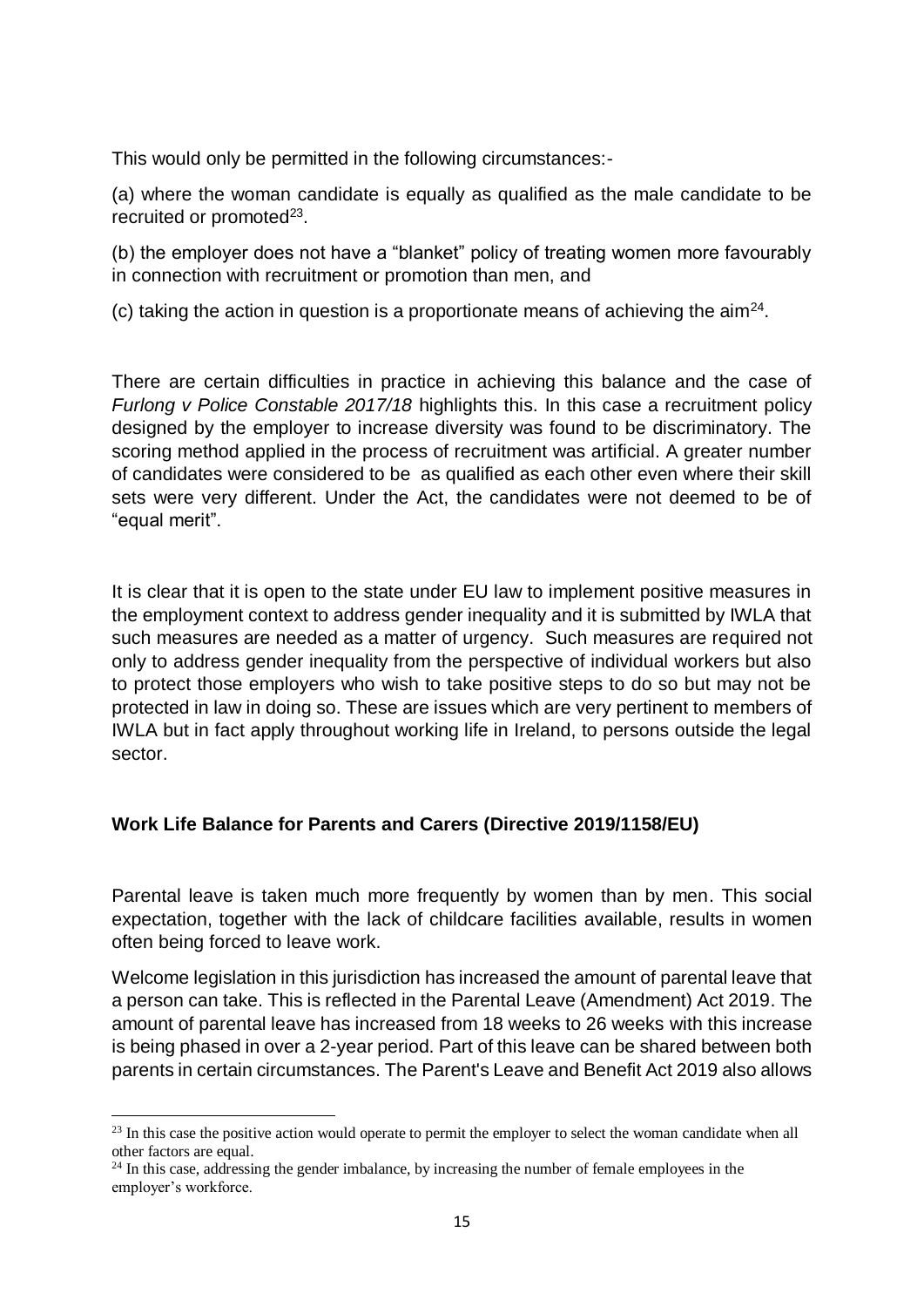This would only be permitted in the following circumstances:-

(a) where the woman candidate is equally as qualified as the male candidate to be recruited or promoted[23].

(b) the employer does not have a "blanket" policy of treating women more favourably in connection with recruitment or promotion than men, and

(c) taking the action in question is a proportionate means of achieving the aim[24].

There are certain difficulties in practice in achieving this balance and the case of *Furlong v Police Constable 2017/18* highlights this. In this case a recruitment policy designed by the employer to increase diversity was found to be discriminatory. The scoring method applied in the process of recruitment was artificial. A greater number of candidates were considered to be as qualified as each other even where their skill sets were very different. Under the Act, the candidates were not deemed to be of "equal merit".

It is clear that it is open to the state under EU law to implement positive measures in the employment context to address gender inequality and it is submitted by IWLA that such measures are needed as a matter of urgency. Such measures are required not only to address gender inequality from the perspective of individual workers but also to protect those employers who wish to take positive steps to do so but may not be protected in law in doing so. These are issues which are very pertinent to members of IWLA but in fact apply throughout working life in Ireland, to persons outside the legal sector.

**Work Life Balance for Parents and Carers (Directive 2019/1158/EU)**

Parental leave is taken much more frequently by women than by men. This social expectation, together with the lack of childcare facilities available, results in women often being forced to leave work.

Welcome legislation in this jurisdiction has increased the amount of parental leave that a person can take. This is reflected in the Parental Leave (Amendment) Act 2019. The amount of parental leave has increased from 18 weeks to 26 weeks with this increase is being phased in over a 2-year period. Part of this leave can be shared between both parents in certain circumstances. The Parent's Leave and Benefit Act 2019 also allows

[23] In this case the positive action would operate to permit the employer to select the woman candidate when all other factors are equal.

[24] In this case, addressing the gender imbalance, by increasing the number of female employees in the employer's workforce.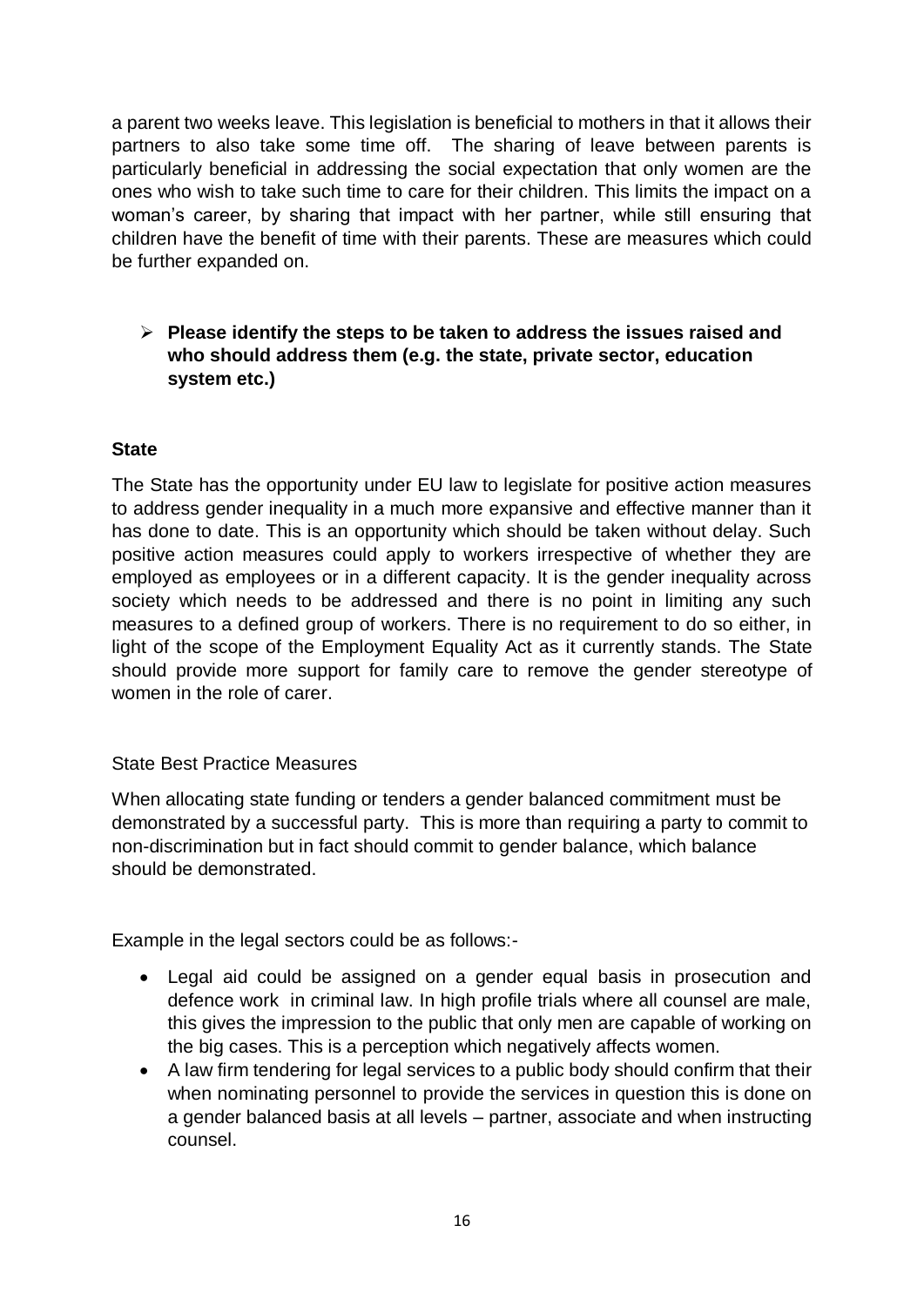a parent two weeks leave. This legislation is beneficial to mothers in that it allows their partners to also take some time off. The sharing of leave between parents is particularly beneficial in addressing the social expectation that only women are the ones who wish to take such time to care for their children. This limits the impact on a woman's career, by sharing that impact with her partner, while still ensuring that children have the benefit of time with their parents. These are measures which could be further expanded on.

- **Please identify the steps to be taken to address the issues raised and who should address them (e.g. the state, private sector, education system etc.)**

**State**

The State has the opportunity under EU law to legislate for positive action measures to address gender inequality in a much more expansive and effective manner than it has done to date. This is an opportunity which should be taken without delay. Such positive action measures could apply to workers irrespective of whether they are employed as employees or in a different capacity. It is the gender inequality across society which needs to be addressed and there is no point in limiting any such measures to a defined group of workers. There is no requirement to do so either, in light of the scope of the Employment Equality Act as it currently stands. The State should provide more support for family care to remove the gender stereotype of women in the role of carer.

State Best Practice Measures

When allocating state funding or tenders a gender balanced commitment must be demonstrated by a successful party. This is more than requiring a party to commit to non-discrimination but in fact should commit to gender balance, which balance should be demonstrated.

Example in the legal sectors could be as follows:-

- Legal aid could be assigned on a gender equal basis in prosecution and defence work in criminal law. In high profile trials where all counsel are male, this gives the impression to the public that only men are capable of working on the big cases. This is a perception which negatively affects women.
- A law firm tendering for legal services to a public body should confirm that their when nominating personnel to provide the services in question this is done on a gender balanced basis at all levels – partner, associate and when instructing counsel.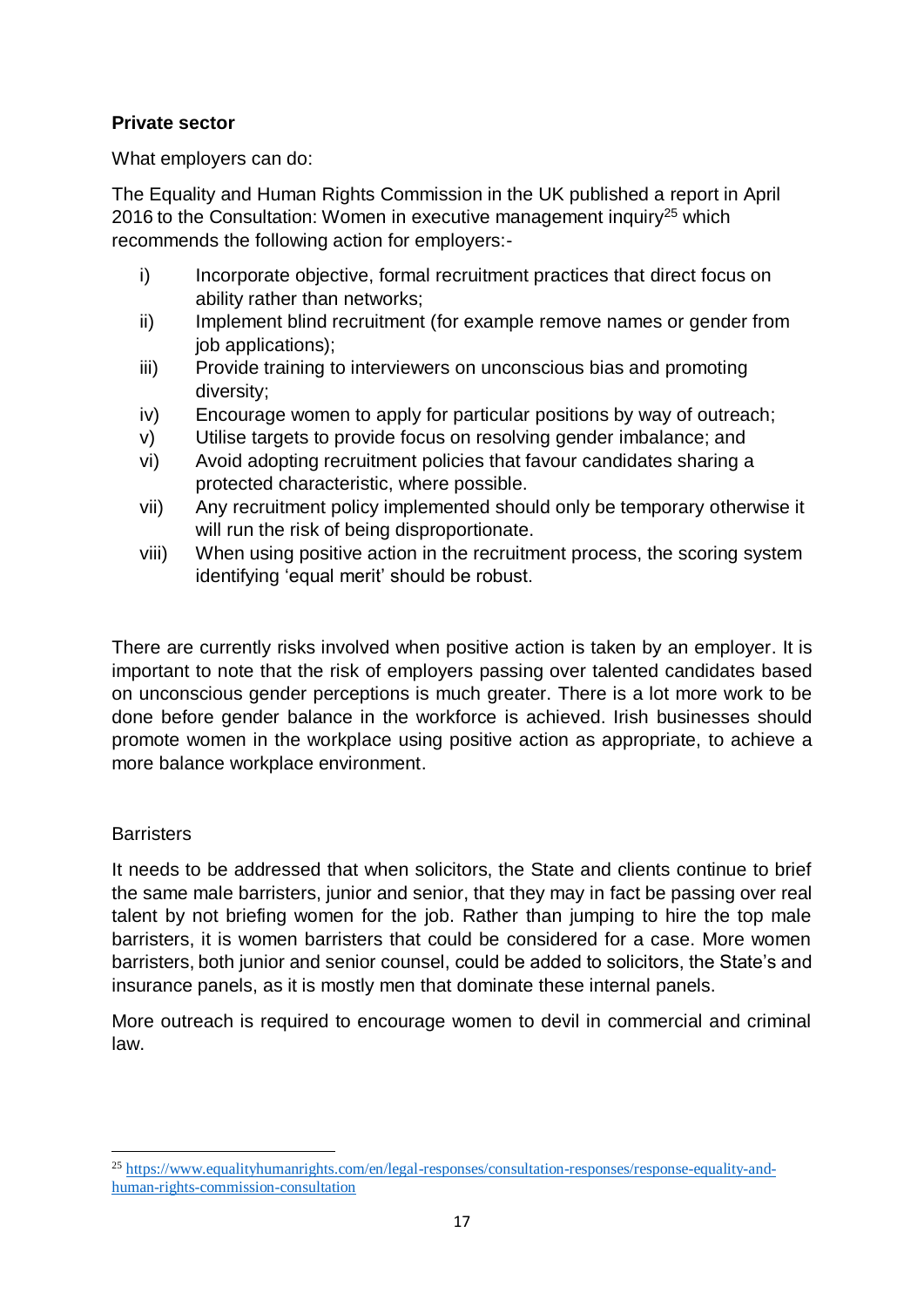**Private sector**

What employers can do:

The Equality and Human Rights Commission in the UK published a report in April 2016 to the Consultation: Women in executive management inquiry[25] which recommends the following action for employers:-

i) Incorporate objective, formal recruitment practices that direct focus on ability rather than networks;
ii) Implement blind recruitment (for example remove names or gender from job applications);
iii) Provide training to interviewers on unconscious bias and promoting diversity;
iv) Encourage women to apply for particular positions by way of outreach;
v) Utilise targets to provide focus on resolving gender imbalance; and
vi) Avoid adopting recruitment policies that favour candidates sharing a protected characteristic, where possible.
vii) Any recruitment policy implemented should only be temporary otherwise it will run the risk of being disproportionate.
viii) When using positive action in the recruitment process, the scoring system identifying 'equal merit' should be robust.

There are currently risks involved when positive action is taken by an employer. It is important to note that the risk of employers passing over talented candidates based on unconscious gender perceptions is much greater. There is a lot more work to be done before gender balance in the workforce is achieved. Irish businesses should promote women in the workplace using positive action as appropriate, to achieve a more balance workplace environment.

Barristers

It needs to be addressed that when solicitors, the State and clients continue to brief the same male barristers, junior and senior, that they may in fact be passing over real talent by not briefing women for the job. Rather than jumping to hire the top male barristers, it is women barristers that could be considered for a case. More women barristers, both junior and senior counsel, could be added to solicitors, the State's and insurance panels, as it is mostly men that dominate these internal panels.

More outreach is required to encourage women to devil in commercial and criminal law.

---

[25] https://www.equalityhumanrights.com/en/legal-responses/consultation-responses/response-equality-and-human-rights-commission-consultation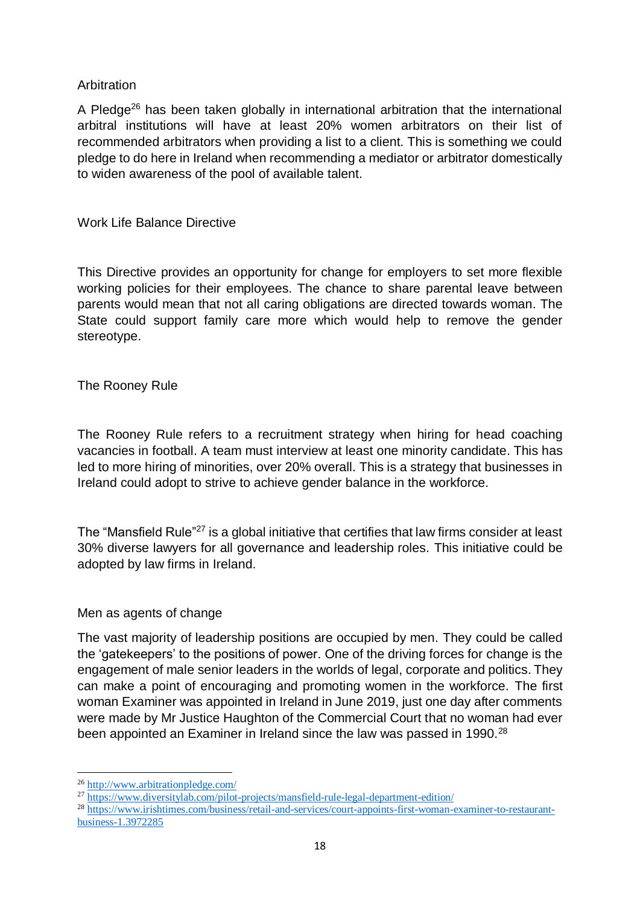## Arbitration

A Pledge[26] has been taken globally in international arbitration that the international arbitral institutions will have at least 20% women arbitrators on their list of recommended arbitrators when providing a list to a client. This is something we could pledge to do here in Ireland when recommending a mediator or arbitrator domestically to widen awareness of the pool of available talent.

## Work Life Balance Directive

This Directive provides an opportunity for change for employers to set more flexible working policies for their employees. The chance to share parental leave between parents would mean that not all caring obligations are directed towards woman. The State could support family care more which would help to remove the gender stereotype.

## The Rooney Rule

The Rooney Rule refers to a recruitment strategy when hiring for head coaching vacancies in football. A team must interview at least one minority candidate. This has led to more hiring of minorities, over 20% overall. This is a strategy that businesses in Ireland could adopt to strive to achieve gender balance in the workforce.

The "Mansfield Rule"[27] is a global initiative that certifies that law firms consider at least 30% diverse lawyers for all governance and leadership roles. This initiative could be adopted by law firms in Ireland.

## Men as agents of change

The vast majority of leadership positions are occupied by men. They could be called the 'gatekeepers' to the positions of power. One of the driving forces for change is the engagement of male senior leaders in the worlds of legal, corporate and politics. They can make a point of encouraging and promoting women in the workforce. The first woman Examiner was appointed in Ireland in June 2019, just one day after comments were made by Mr Justice Haughton of the Commercial Court that no woman had ever been appointed an Examiner in Ireland since the law was passed in 1990.[28]

---

[26] http://www.arbitrationpledge.com/

[27] https://www.diversitylab.com/pilot-projects/mansfield-rule-legal-department-edition/

[28] https://www.irishtimes.com/business/retail-and-services/court-appoints-first-woman-examiner-to-restaurant-business-1.3972285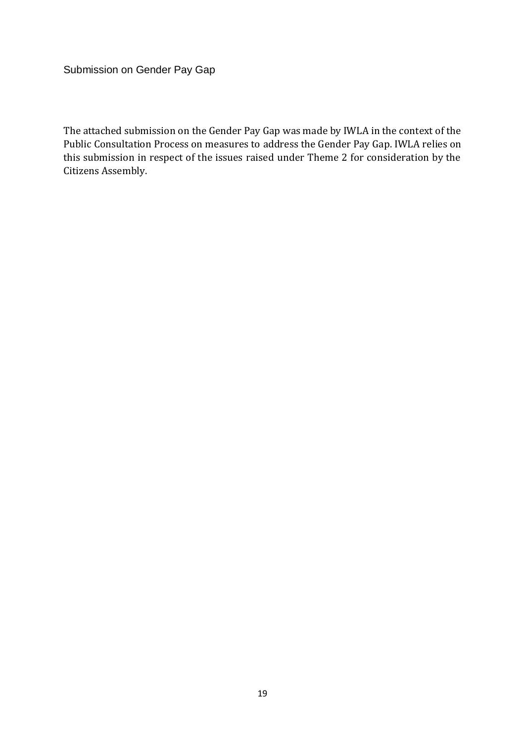## Submission on Gender Pay Gap

The attached submission on the Gender Pay Gap was made by IWLA in the context of the Public Consultation Process on measures to address the Gender Pay Gap. IWLA relies on this submission in respect of the issues raised under Theme 2 for consideration by the Citizens Assembly.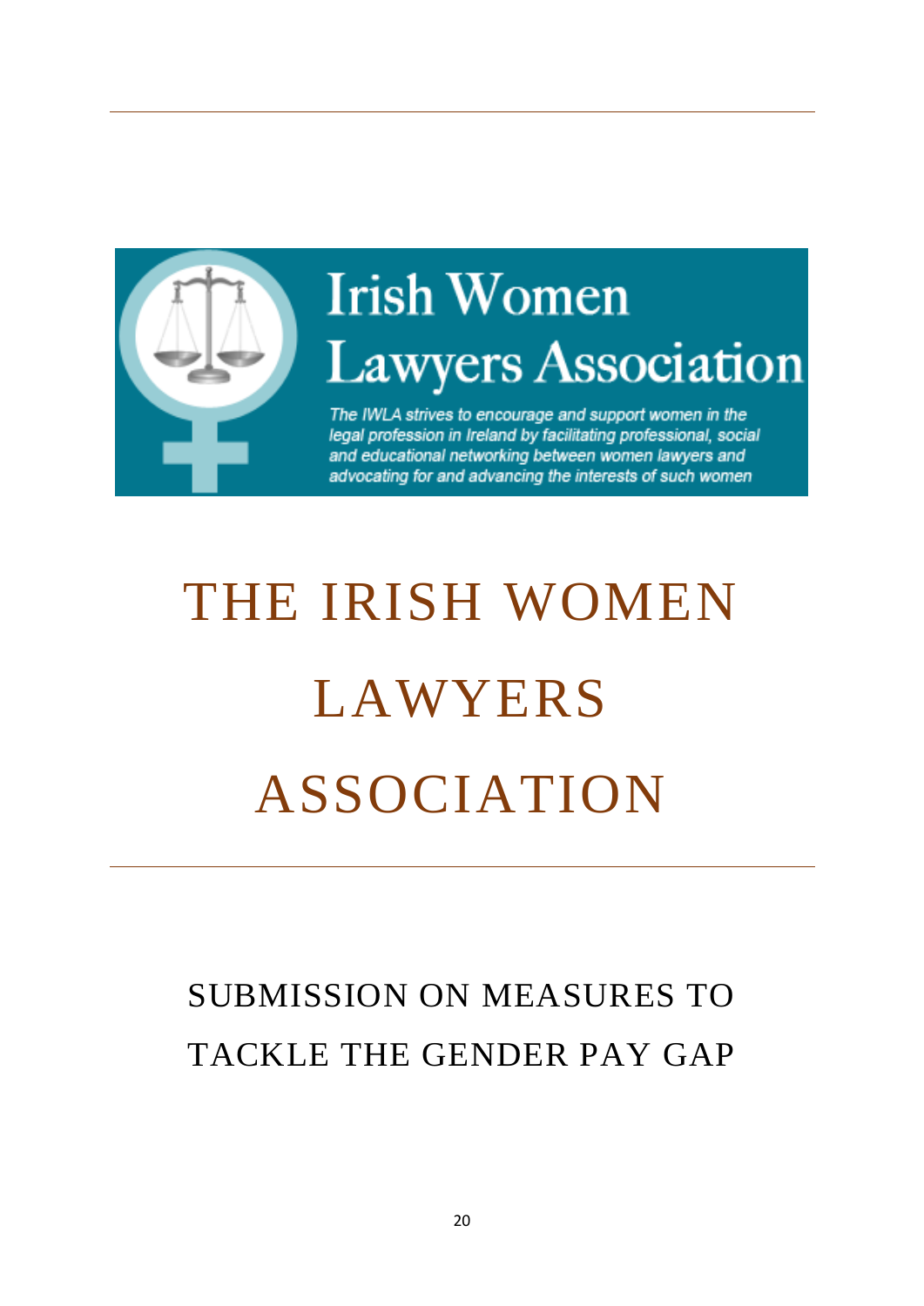Irish Women Lawyers Association

*The IWLA strives to encourage and support women in the legal profession in Ireland by facilitating professional, social and educational networking between women lawyers and advocating for and advancing the interests of such women*

# THE IRISH WOMEN LAWYERS ASSOCIATION

## SUBMISSION ON MEASURES TO TACKLE THE GENDER PAY GAP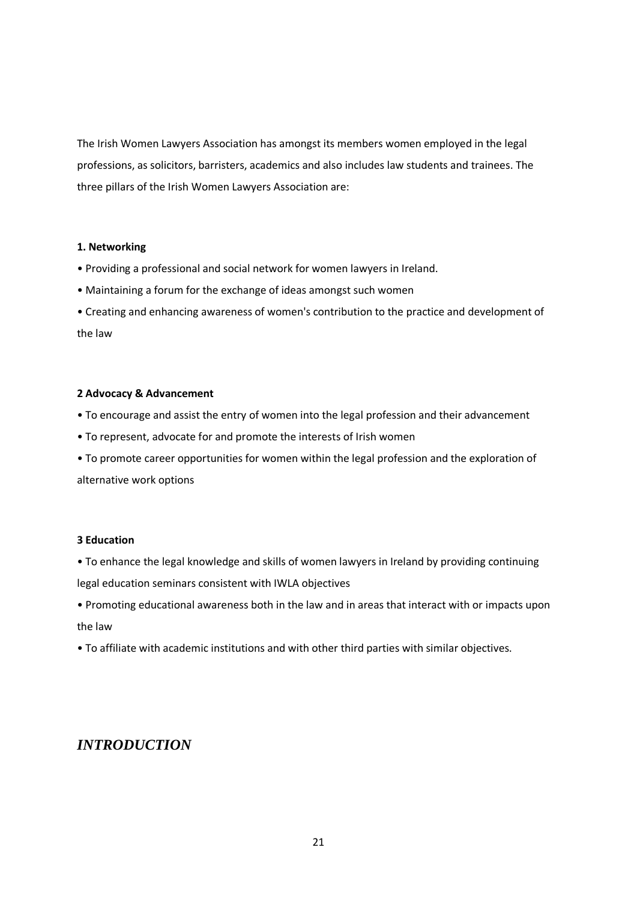The Irish Women Lawyers Association has amongst its members women employed in the legal professions, as solicitors, barristers, academics and also includes law students and trainees. The three pillars of the Irish Women Lawyers Association are:

**1. Networking**

• Providing a professional and social network for women lawyers in Ireland.

• Maintaining a forum for the exchange of ideas amongst such women

• Creating and enhancing awareness of women's contribution to the practice and development of the law

**2 Advocacy & Advancement**

• To encourage and assist the entry of women into the legal profession and their advancement

• To represent, advocate for and promote the interests of Irish women

• To promote career opportunities for women within the legal profession and the exploration of alternative work options

**3 Education**

• To enhance the legal knowledge and skills of women lawyers in Ireland by providing continuing legal education seminars consistent with IWLA objectives

• Promoting educational awareness both in the law and in areas that interact with or impacts upon the law

• To affiliate with academic institutions and with other third parties with similar objectives.

## *INTRODUCTION*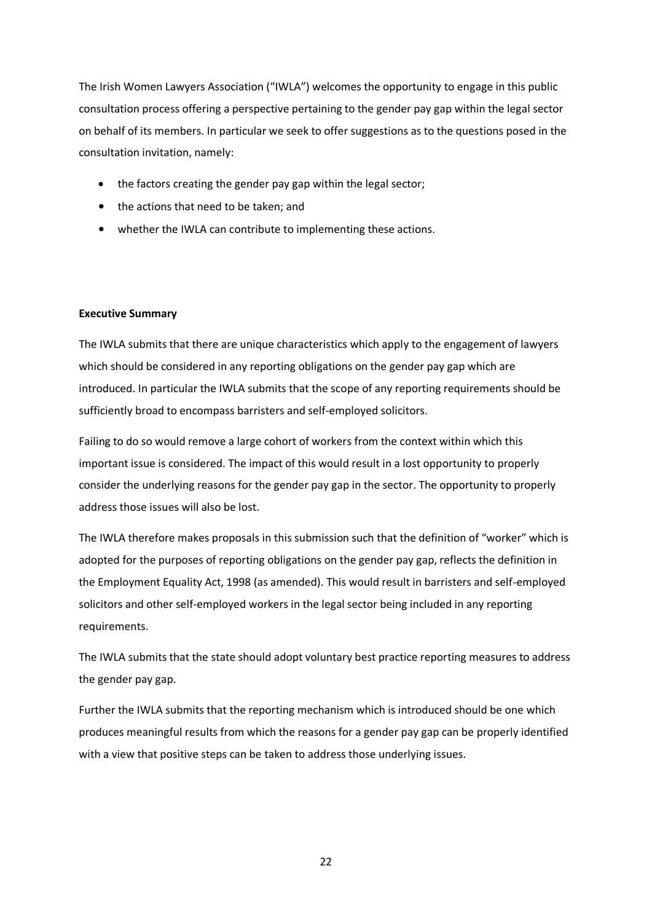The Irish Women Lawyers Association ("IWLA") welcomes the opportunity to engage in this public consultation process offering a perspective pertaining to the gender pay gap within the legal sector on behalf of its members. In particular we seek to offer suggestions as to the questions posed in the consultation invitation, namely:

- the factors creating the gender pay gap within the legal sector;
- the actions that need to be taken; and
- whether the IWLA can contribute to implementing these actions.

**Executive Summary**

The IWLA submits that there are unique characteristics which apply to the engagement of lawyers which should be considered in any reporting obligations on the gender pay gap which are introduced. In particular the IWLA submits that the scope of any reporting requirements should be sufficiently broad to encompass barristers and self-employed solicitors.

Failing to do so would remove a large cohort of workers from the context within which this important issue is considered. The impact of this would result in a lost opportunity to properly consider the underlying reasons for the gender pay gap in the sector. The opportunity to properly address those issues will also be lost.

The IWLA therefore makes proposals in this submission such that the definition of "worker" which is adopted for the purposes of reporting obligations on the gender pay gap, reflects the definition in the Employment Equality Act, 1998 (as amended). This would result in barristers and self-employed solicitors and other self-employed workers in the legal sector being included in any reporting requirements.

The IWLA submits that the state should adopt voluntary best practice reporting measures to address the gender pay gap.

Further the IWLA submits that the reporting mechanism which is introduced should be one which produces meaningful results from which the reasons for a gender pay gap can be properly identified with a view that positive steps can be taken to address those underlying issues.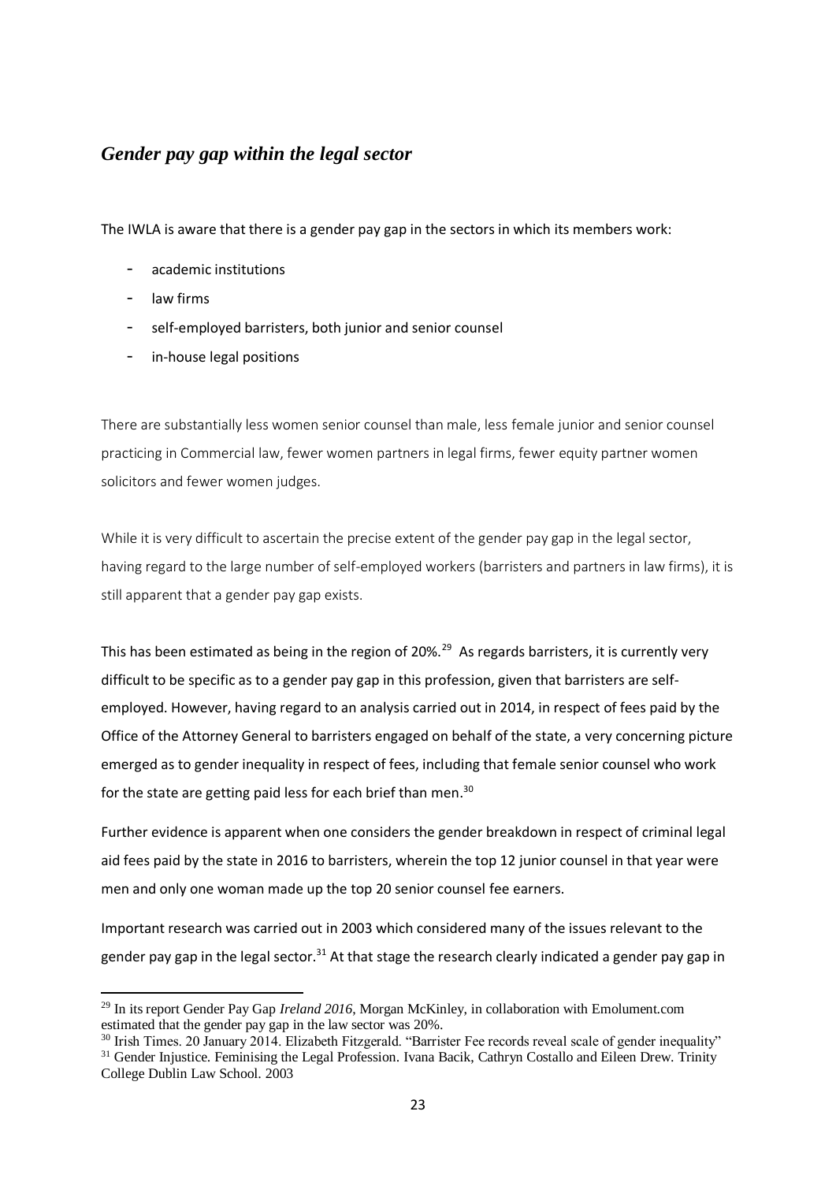## *Gender pay gap within the legal sector*

The IWLA is aware that there is a gender pay gap in the sectors in which its members work:

- academic institutions
- law firms
- self-employed barristers, both junior and senior counsel
- in-house legal positions

There are substantially less women senior counsel than male, less female junior and senior counsel practicing in Commercial law, fewer women partners in legal firms, fewer equity partner women solicitors and fewer women judges.

While it is very difficult to ascertain the precise extent of the gender pay gap in the legal sector, having regard to the large number of self-employed workers (barristers and partners in law firms), it is still apparent that a gender pay gap exists.

This has been estimated as being in the region of 20%.[29] As regards barristers, it is currently very difficult to be specific as to a gender pay gap in this profession, given that barristers are self-employed. However, having regard to an analysis carried out in 2014, in respect of fees paid by the Office of the Attorney General to barristers engaged on behalf of the state, a very concerning picture emerged as to gender inequality in respect of fees, including that female senior counsel who work for the state are getting paid less for each brief than men.[30]

Further evidence is apparent when one considers the gender breakdown in respect of criminal legal aid fees paid by the state in 2016 to barristers, wherein the top 12 junior counsel in that year were men and only one woman made up the top 20 senior counsel fee earners.

Important research was carried out in 2003 which considered many of the issues relevant to the gender pay gap in the legal sector.[31] At that stage the research clearly indicated a gender pay gap in

---

[29] In its report Gender Pay Gap *Ireland 2016*, Morgan McKinley, in collaboration with Emolument.com estimated that the gender pay gap in the law sector was 20%.

[30] Irish Times. 20 January 2014. Elizabeth Fitzgerald. "Barrister Fee records reveal scale of gender inequality"

[31] Gender Injustice. Feminising the Legal Profession. Ivana Bacik, Cathryn Costallo and Eileen Drew. Trinity College Dublin Law School. 2003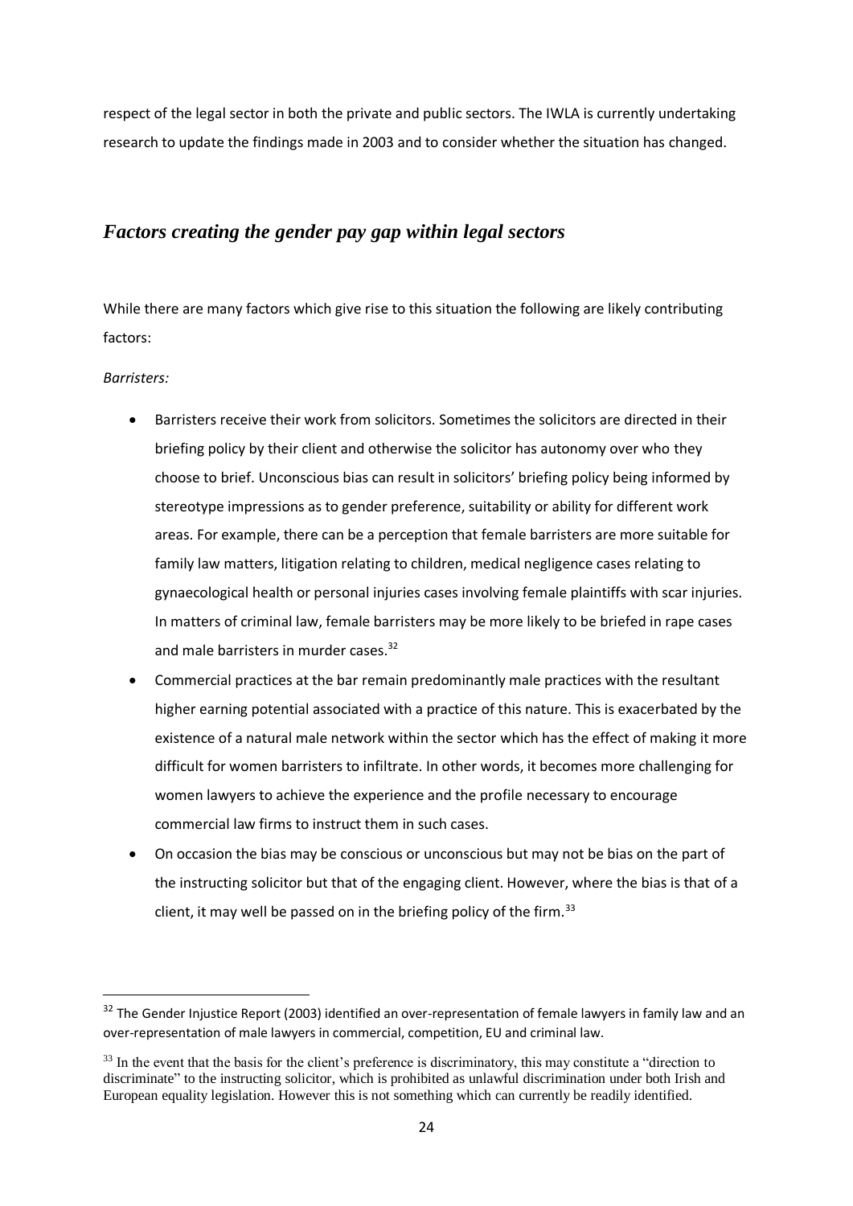respect of the legal sector in both the private and public sectors. The IWLA is currently undertaking research to update the findings made in 2003 and to consider whether the situation has changed.

## *Factors creating the gender pay gap within legal sectors*

While there are many factors which give rise to this situation the following are likely contributing factors:

*Barristers:*

- Barristers receive their work from solicitors. Sometimes the solicitors are directed in their briefing policy by their client and otherwise the solicitor has autonomy over who they choose to brief. Unconscious bias can result in solicitors' briefing policy being informed by stereotype impressions as to gender preference, suitability or ability for different work areas. For example, there can be a perception that female barristers are more suitable for family law matters, litigation relating to children, medical negligence cases relating to gynaecological health or personal injuries cases involving female plaintiffs with scar injuries. In matters of criminal law, female barristers may be more likely to be briefed in rape cases and male barristers in murder cases.[32]
- Commercial practices at the bar remain predominantly male practices with the resultant higher earning potential associated with a practice of this nature. This is exacerbated by the existence of a natural male network within the sector which has the effect of making it more difficult for women barristers to infiltrate. In other words, it becomes more challenging for women lawyers to achieve the experience and the profile necessary to encourage commercial law firms to instruct them in such cases.
- On occasion the bias may be conscious or unconscious but may not be bias on the part of the instructing solicitor but that of the engaging client. However, where the bias is that of a client, it may well be passed on in the briefing policy of the firm.[33]

---

[32] The Gender Injustice Report (2003) identified an over-representation of female lawyers in family law and an over-representation of male lawyers in commercial, competition, EU and criminal law.

[33] In the event that the basis for the client's preference is discriminatory, this may constitute a "direction to discriminate" to the instructing solicitor, which is prohibited as unlawful discrimination under both Irish and European equality legislation. However this is not something which can currently be readily identified.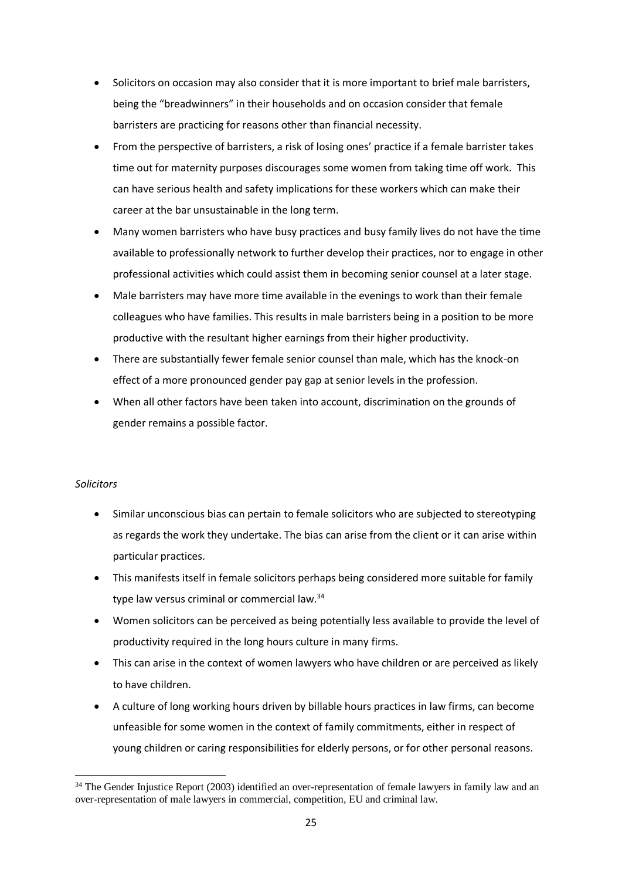- Solicitors on occasion may also consider that it is more important to brief male barristers, being the "breadwinners" in their households and on occasion consider that female barristers are practicing for reasons other than financial necessity.
- From the perspective of barristers, a risk of losing ones' practice if a female barrister takes time out for maternity purposes discourages some women from taking time off work. This can have serious health and safety implications for these workers which can make their career at the bar unsustainable in the long term.
- Many women barristers who have busy practices and busy family lives do not have the time available to professionally network to further develop their practices, nor to engage in other professional activities which could assist them in becoming senior counsel at a later stage.
- Male barristers may have more time available in the evenings to work than their female colleagues who have families. This results in male barristers being in a position to be more productive with the resultant higher earnings from their higher productivity.
- There are substantially fewer female senior counsel than male, which has the knock-on effect of a more pronounced gender pay gap at senior levels in the profession.
- When all other factors have been taken into account, discrimination on the grounds of gender remains a possible factor.

*Solicitors*

- Similar unconscious bias can pertain to female solicitors who are subjected to stereotyping as regards the work they undertake. The bias can arise from the client or it can arise within particular practices.
- This manifests itself in female solicitors perhaps being considered more suitable for family type law versus criminal or commercial law.[34]
- Women solicitors can be perceived as being potentially less available to provide the level of productivity required in the long hours culture in many firms.
- This can arise in the context of women lawyers who have children or are perceived as likely to have children.
- A culture of long working hours driven by billable hours practices in law firms, can become unfeasible for some women in the context of family commitments, either in respect of young children or caring responsibilities for elderly persons, or for other personal reasons.

[34] The Gender Injustice Report (2003) identified an over-representation of female lawyers in family law and an over-representation of male lawyers in commercial, competition, EU and criminal law.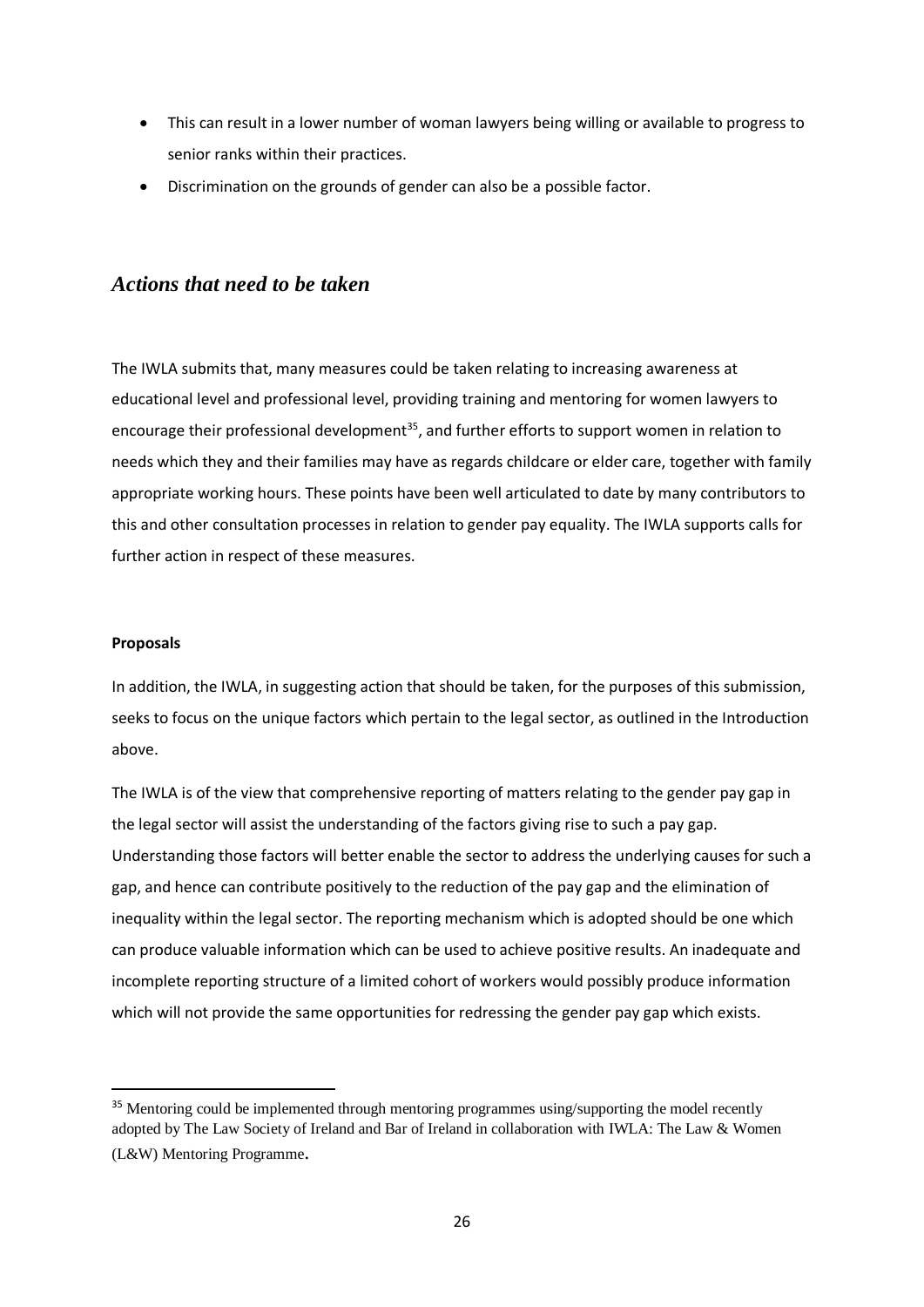- This can result in a lower number of woman lawyers being willing or available to progress to senior ranks within their practices.
- Discrimination on the grounds of gender can also be a possible factor.

## *Actions that need to be taken*

The IWLA submits that, many measures could be taken relating to increasing awareness at educational level and professional level, providing training and mentoring for women lawyers to encourage their professional development[35], and further efforts to support women in relation to needs which they and their families may have as regards childcare or elder care, together with family appropriate working hours. These points have been well articulated to date by many contributors to this and other consultation processes in relation to gender pay equality. The IWLA supports calls for further action in respect of these measures.

**Proposals**

In addition, the IWLA, in suggesting action that should be taken, for the purposes of this submission, seeks to focus on the unique factors which pertain to the legal sector, as outlined in the Introduction above.

The IWLA is of the view that comprehensive reporting of matters relating to the gender pay gap in the legal sector will assist the understanding of the factors giving rise to such a pay gap. Understanding those factors will better enable the sector to address the underlying causes for such a gap, and hence can contribute positively to the reduction of the pay gap and the elimination of inequality within the legal sector. The reporting mechanism which is adopted should be one which can produce valuable information which can be used to achieve positive results. An inadequate and incomplete reporting structure of a limited cohort of workers would possibly produce information which will not provide the same opportunities for redressing the gender pay gap which exists.

[35] Mentoring could be implemented through mentoring programmes using/supporting the model recently adopted by The Law Society of Ireland and Bar of Ireland in collaboration with IWLA: The Law & Women (L&W) Mentoring Programme.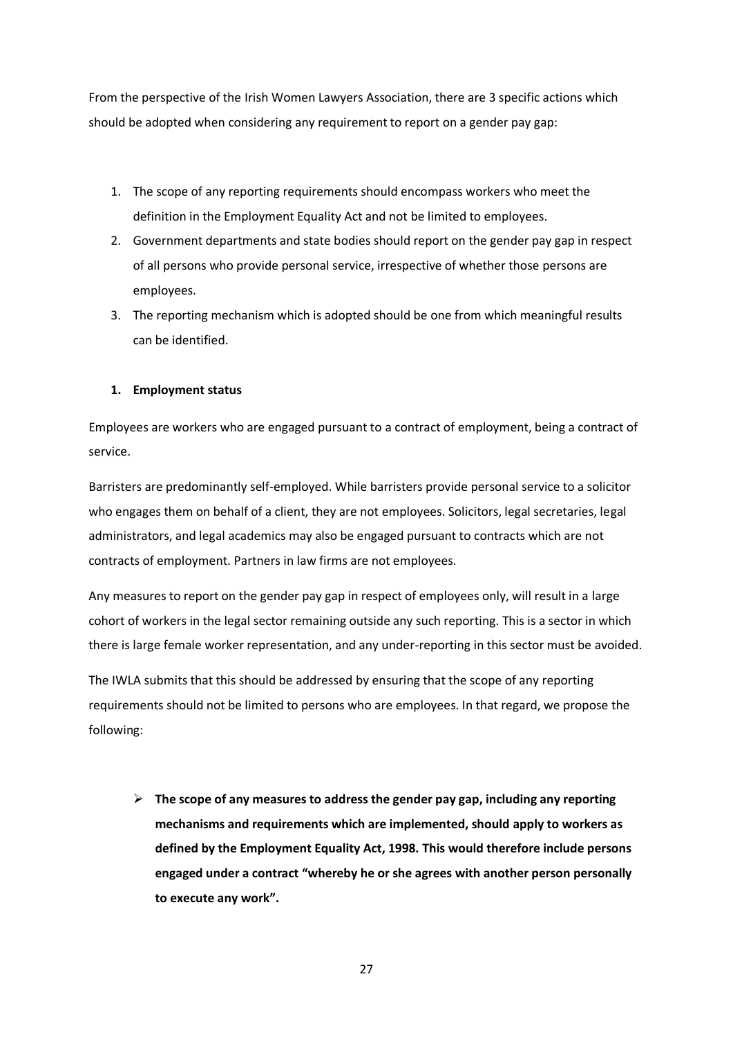From the perspective of the Irish Women Lawyers Association, there are 3 specific actions which should be adopted when considering any requirement to report on a gender pay gap:

1. The scope of any reporting requirements should encompass workers who meet the definition in the Employment Equality Act and not be limited to employees.
2. Government departments and state bodies should report on the gender pay gap in respect of all persons who provide personal service, irrespective of whether those persons are employees.
3. The reporting mechanism which is adopted should be one from which meaningful results can be identified.

### 1. Employment status

Employees are workers who are engaged pursuant to a contract of employment, being a contract of service.

Barristers are predominantly self-employed. While barristers provide personal service to a solicitor who engages them on behalf of a client, they are not employees. Solicitors, legal secretaries, legal administrators, and legal academics may also be engaged pursuant to contracts which are not contracts of employment. Partners in law firms are not employees.

Any measures to report on the gender pay gap in respect of employees only, will result in a large cohort of workers in the legal sector remaining outside any such reporting. This is a sector in which there is large female worker representation, and any under-reporting in this sector must be avoided.

The IWLA submits that this should be addressed by ensuring that the scope of any reporting requirements should not be limited to persons who are employees. In that regard, we propose the following:

- **The scope of any measures to address the gender pay gap, including any reporting mechanisms and requirements which are implemented, should apply to workers as defined by the Employment Equality Act, 1998. This would therefore include persons engaged under a contract "whereby he or she agrees with another person personally to execute any work".**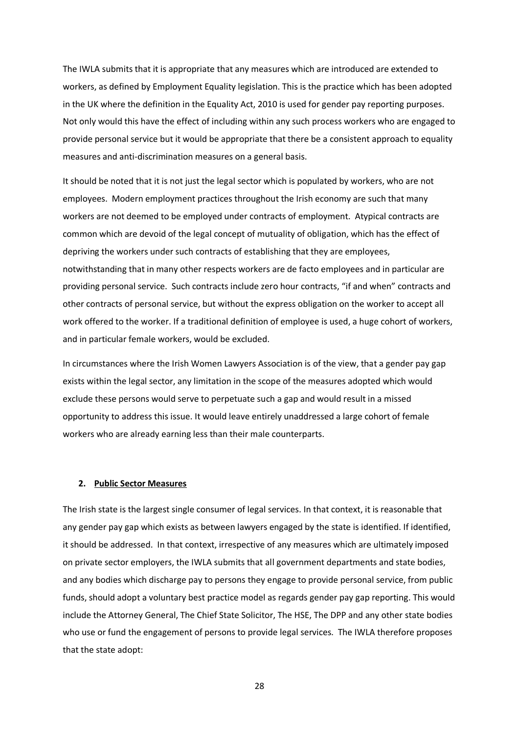The IWLA submits that it is appropriate that any measures which are introduced are extended to workers, as defined by Employment Equality legislation. This is the practice which has been adopted in the UK where the definition in the Equality Act, 2010 is used for gender pay reporting purposes. Not only would this have the effect of including within any such process workers who are engaged to provide personal service but it would be appropriate that there be a consistent approach to equality measures and anti-discrimination measures on a general basis.

It should be noted that it is not just the legal sector which is populated by workers, who are not employees. Modern employment practices throughout the Irish economy are such that many workers are not deemed to be employed under contracts of employment. Atypical contracts are common which are devoid of the legal concept of mutuality of obligation, which has the effect of depriving the workers under such contracts of establishing that they are employees, notwithstanding that in many other respects workers are de facto employees and in particular are providing personal service. Such contracts include zero hour contracts, "if and when" contracts and other contracts of personal service, but without the express obligation on the worker to accept all work offered to the worker. If a traditional definition of employee is used, a huge cohort of workers, and in particular female workers, would be excluded.

In circumstances where the Irish Women Lawyers Association is of the view, that a gender pay gap exists within the legal sector, any limitation in the scope of the measures adopted which would exclude these persons would serve to perpetuate such a gap and would result in a missed opportunity to address this issue. It would leave entirely unaddressed a large cohort of female workers who are already earning less than their male counterparts.

### 2. <u>Public Sector Measures</u>

The Irish state is the largest single consumer of legal services. In that context, it is reasonable that any gender pay gap which exists as between lawyers engaged by the state is identified. If identified, it should be addressed. In that context, irrespective of any measures which are ultimately imposed on private sector employers, the IWLA submits that all government departments and state bodies, and any bodies which discharge pay to persons they engage to provide personal service, from public funds, should adopt a voluntary best practice model as regards gender pay gap reporting. This would include the Attorney General, The Chief State Solicitor, The HSE, The DPP and any other state bodies who use or fund the engagement of persons to provide legal services. The IWLA therefore proposes that the state adopt: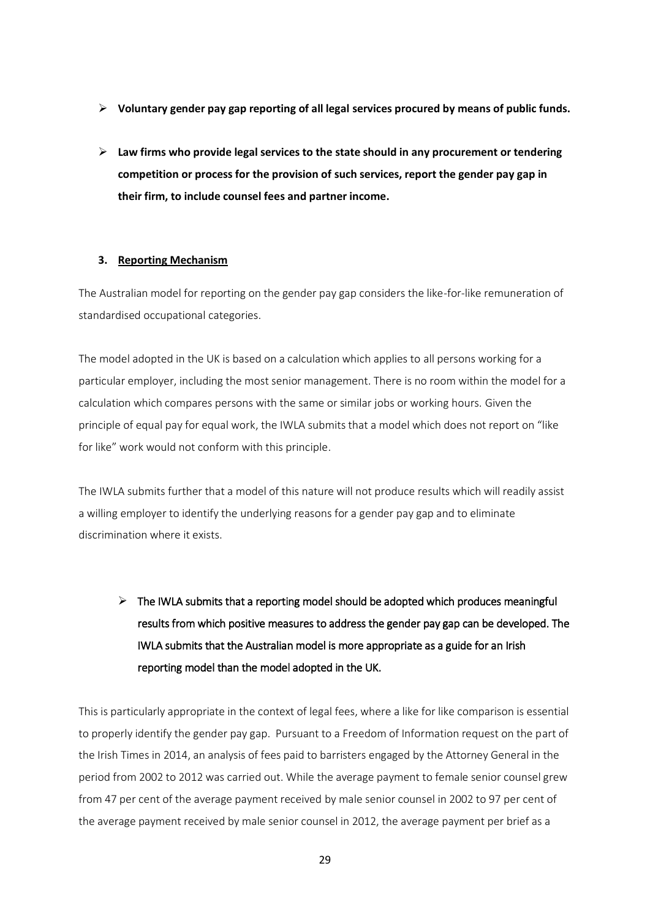- **Voluntary gender pay gap reporting of all legal services procured by means of public funds.**

- **Law firms who provide legal services to the state should in any procurement or tendering competition or process for the provision of such services, report the gender pay gap in their firm, to include counsel fees and partner income.**

### 3. Reporting Mechanism

The Australian model for reporting on the gender pay gap considers the like-for-like remuneration of standardised occupational categories.

The model adopted in the UK is based on a calculation which applies to all persons working for a particular employer, including the most senior management. There is no room within the model for a calculation which compares persons with the same or similar jobs or working hours. Given the principle of equal pay for equal work, the IWLA submits that a model which does not report on "like for like" work would not conform with this principle.

The IWLA submits further that a model of this nature will not produce results which will readily assist a willing employer to identify the underlying reasons for a gender pay gap and to eliminate discrimination where it exists.

- The IWLA submits that a reporting model should be adopted which produces meaningful results from which positive measures to address the gender pay gap can be developed. The IWLA submits that the Australian model is more appropriate as a guide for an Irish reporting model than the model adopted in the UK.

This is particularly appropriate in the context of legal fees, where a like for like comparison is essential to properly identify the gender pay gap. Pursuant to a Freedom of Information request on the part of the Irish Times in 2014, an analysis of fees paid to barristers engaged by the Attorney General in the period from 2002 to 2012 was carried out. While the average payment to female senior counsel grew from 47 per cent of the average payment received by male senior counsel in 2002 to 97 per cent of the average payment received by male senior counsel in 2012, the average payment per brief as a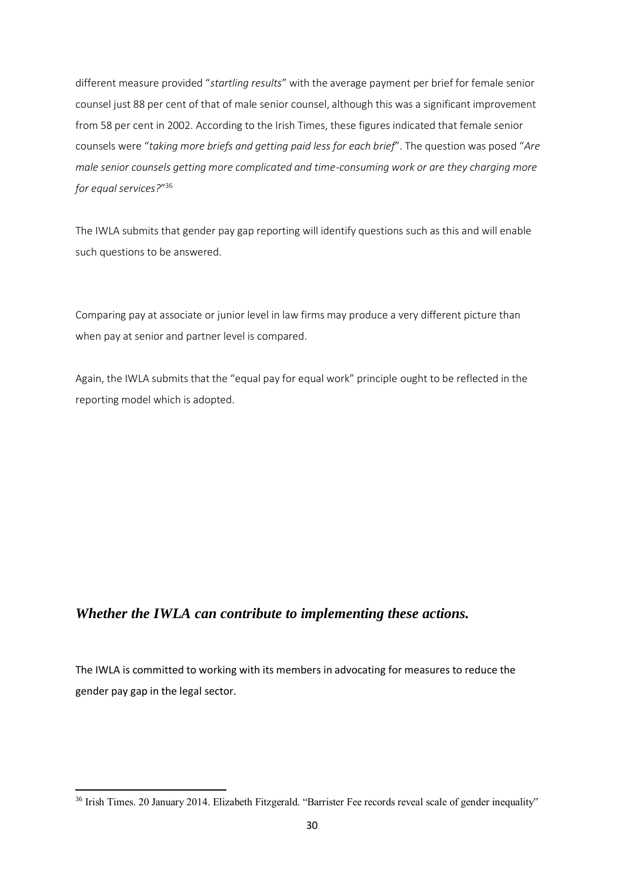different measure provided "*startling results*" with the average payment per brief for female senior counsel just 88 per cent of that of male senior counsel, although this was a significant improvement from 58 per cent in 2002. According to the Irish Times, these figures indicated that female senior counsels were "*taking more briefs and getting paid less for each brief*". The question was posed "*Are male senior counsels getting more complicated and time-consuming work or are they charging more for equal services?*"[36]

The IWLA submits that gender pay gap reporting will identify questions such as this and will enable such questions to be answered.

Comparing pay at associate or junior level in law firms may produce a very different picture than when pay at senior and partner level is compared.

Again, the IWLA submits that the "equal pay for equal work" principle ought to be reflected in the reporting model which is adopted.

## *Whether the IWLA can contribute to implementing these actions.*

The IWLA is committed to working with its members in advocating for measures to reduce the gender pay gap in the legal sector.

[36] Irish Times. 20 January 2014. Elizabeth Fitzgerald. "Barrister Fee records reveal scale of gender inequality"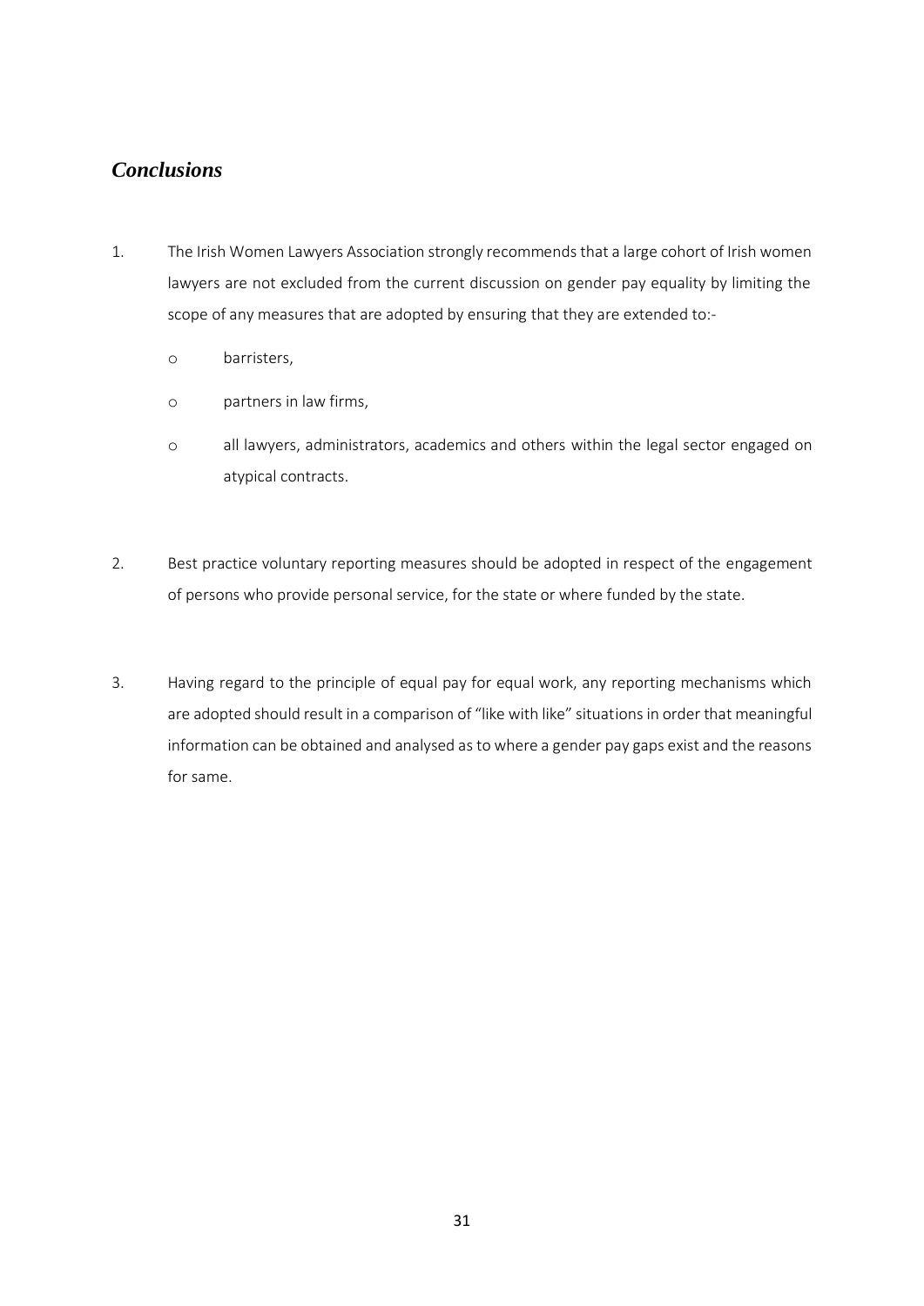## *Conclusions*

1. The Irish Women Lawyers Association strongly recommends that a large cohort of Irish women lawyers are not excluded from the current discussion on gender pay equality by limiting the scope of any measures that are adopted by ensuring that they are extended to:-

    - barristers,
    - partners in law firms,
    - all lawyers, administrators, academics and others within the legal sector engaged on atypical contracts.

2. Best practice voluntary reporting measures should be adopted in respect of the engagement of persons who provide personal service, for the state or where funded by the state.

3. Having regard to the principle of equal pay for equal work, any reporting mechanisms which are adopted should result in a comparison of "like with like" situations in order that meaningful information can be obtained and analysed as to where a gender pay gaps exist and the reasons for same.